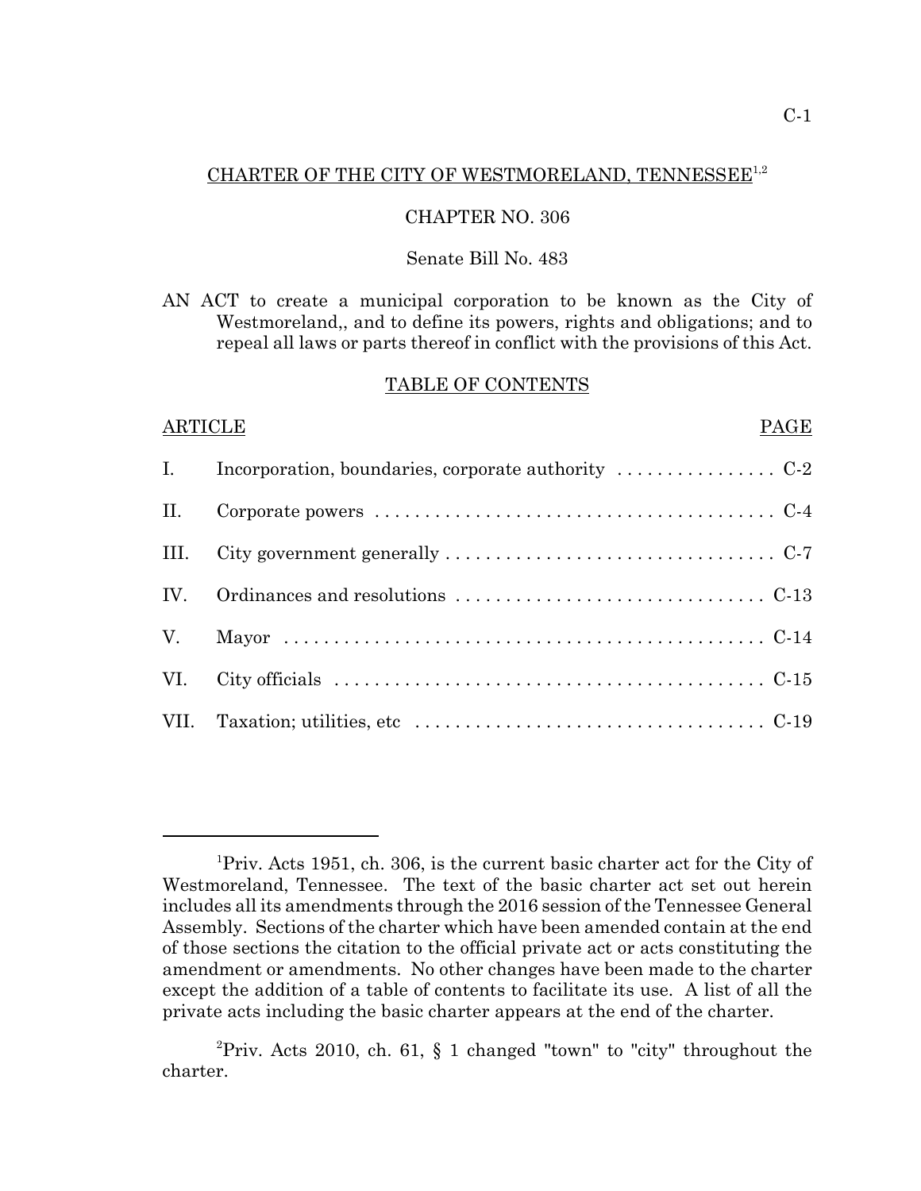# CHARTER OF THE CITY OF WESTMORELAND, TENNESSEE[1,2]

## CHAPTER NO. 306

### Senate Bill No. 483

AN ACT to create a municipal corporation to be known as the City of Westmoreland,, and to define its powers, rights and obligations; and to repeal all laws or parts thereof in conflict with the provisions of this Act.

### TABLE OF CONTENTS

| ARTICLE | | PAGE |
|---|---|---|
| I. | Incorporation, boundaries, corporate authority | C-2 |
| II. | Corporate powers | C-4 |
| III. | City government generally | C-7 |
| IV. | Ordinances and resolutions | C-13 |
| V. | Mayor | C-14 |
| VI. | City officials | C-15 |
| VII. | Taxation; utilities, etc | C-19 |

---

[1]Priv. Acts 1951, ch. 306, is the current basic charter act for the City of Westmoreland, Tennessee. The text of the basic charter act set out herein includes all its amendments through the 2016 session of the Tennessee General Assembly. Sections of the charter which have been amended contain at the end of those sections the citation to the official private act or acts constituting the amendment or amendments. No other changes have been made to the charter except the addition of a table of contents to facilitate its use. A list of all the private acts including the basic charter appears at the end of the charter.

[2]Priv. Acts 2010, ch. 61, § 1 changed "town" to "city" throughout the charter.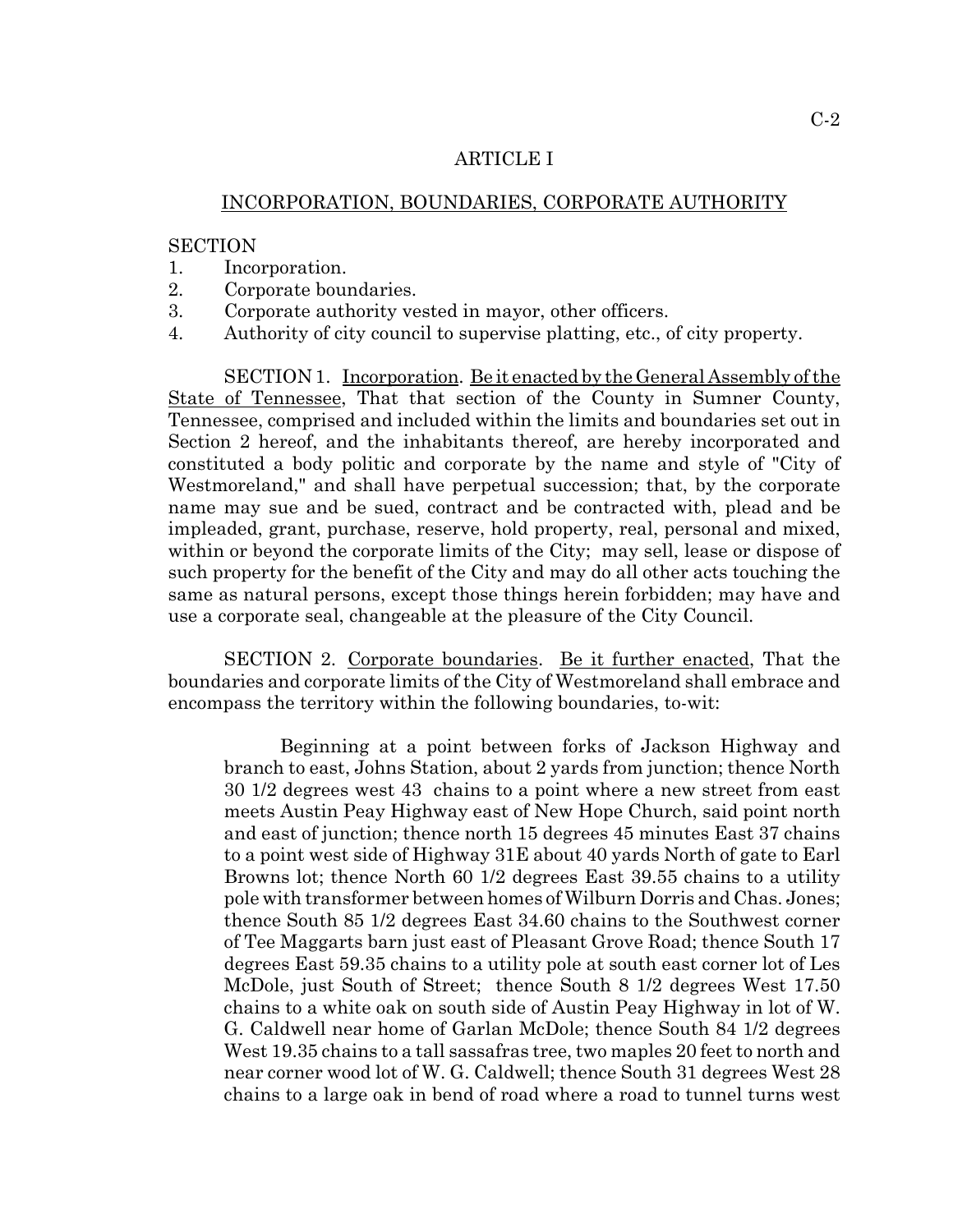## ARTICLE I

## INCORPORATION, BOUNDARIES, CORPORATE AUTHORITY

SECTION
1. Incorporation.
2. Corporate boundaries.
3. Corporate authority vested in mayor, other officers.
4. Authority of city council to supervise platting, etc., of city property.

SECTION 1. Incorporation. Be it enacted by the General Assembly of the State of Tennessee, That that section of the County in Sumner County, Tennessee, comprised and included within the limits and boundaries set out in Section 2 hereof, and the inhabitants thereof, are hereby incorporated and constituted a body politic and corporate by the name and style of "City of Westmoreland," and shall have perpetual succession; that, by the corporate name may sue and be sued, contract and be contracted with, plead and be impleaded, grant, purchase, reserve, hold property, real, personal and mixed, within or beyond the corporate limits of the City; may sell, lease or dispose of such property for the benefit of the City and may do all other acts touching the same as natural persons, except those things herein forbidden; may have and use a corporate seal, changeable at the pleasure of the City Council.

SECTION 2. Corporate boundaries. Be it further enacted, That the boundaries and corporate limits of the City of Westmoreland shall embrace and encompass the territory within the following boundaries, to-wit:

> Beginning at a point between forks of Jackson Highway and branch to east, Johns Station, about 2 yards from junction; thence North 30 1/2 degrees west 43 chains to a point where a new street from east meets Austin Peay Highway east of New Hope Church, said point north and east of junction; thence north 15 degrees 45 minutes East 37 chains to a point west side of Highway 31E about 40 yards North of gate to Earl Browns lot; thence North 60 1/2 degrees East 39.55 chains to a utility pole with transformer between homes of Wilburn Dorris and Chas. Jones; thence South 85 1/2 degrees East 34.60 chains to the Southwest corner of Tee Maggarts barn just east of Pleasant Grove Road; thence South 17 degrees East 59.35 chains to a utility pole at south east corner lot of Les McDole, just South of Street; thence South 8 1/2 degrees West 17.50 chains to a white oak on south side of Austin Peay Highway in lot of W. G. Caldwell near home of Garlan McDole; thence South 84 1/2 degrees West 19.35 chains to a tall sassafras tree, two maples 20 feet to north and near corner wood lot of W. G. Caldwell; thence South 31 degrees West 28 chains to a large oak in bend of road where a road to tunnel turns west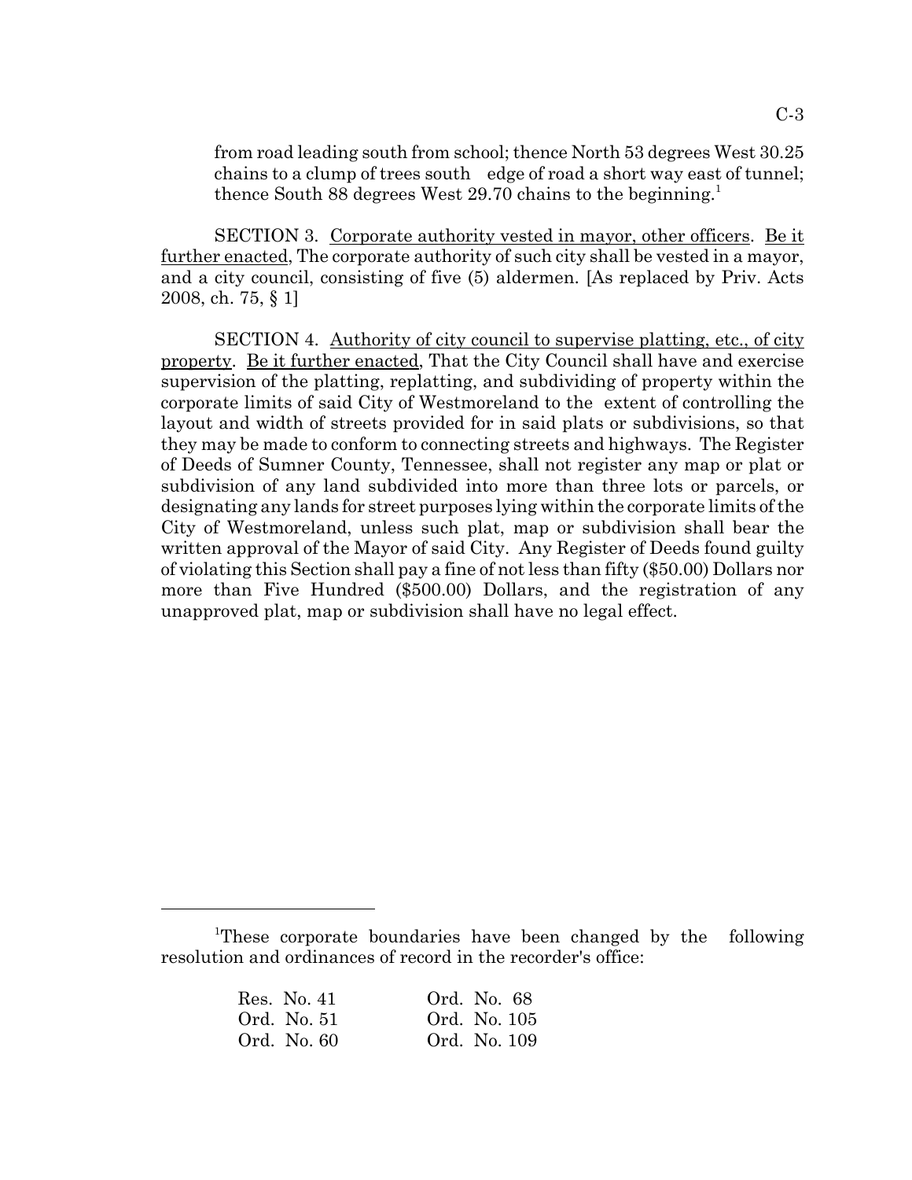from road leading south from school; thence North 53 degrees West 30.25 chains to a clump of trees south edge of road a short way east of tunnel; thence South 88 degrees West 29.70 chains to the beginning.[1]

SECTION 3. Corporate authority vested in mayor, other officers. Be it further enacted, The corporate authority of such city shall be vested in a mayor, and a city council, consisting of five (5) aldermen. [As replaced by Priv. Acts 2008, ch. 75, § 1]

SECTION 4. Authority of city council to supervise platting, etc., of city property. Be it further enacted, That the City Council shall have and exercise supervision of the platting, replatting, and subdividing of property within the corporate limits of said City of Westmoreland to the extent of controlling the layout and width of streets provided for in said plats or subdivisions, so that they may be made to conform to connecting streets and highways. The Register of Deeds of Sumner County, Tennessee, shall not register any map or plat or subdivision of any land subdivided into more than three lots or parcels, or designating any lands for street purposes lying within the corporate limits of the City of Westmoreland, unless such plat, map or subdivision shall bear the written approval of the Mayor of said City. Any Register of Deeds found guilty of violating this Section shall pay a fine of not less than fifty ($50.00) Dollars nor more than Five Hundred ($500.00) Dollars, and the registration of any unapproved plat, map or subdivision shall have no legal effect.

---

[1]These corporate boundaries have been changed by the following resolution and ordinances of record in the recorder's office:

| | |
|---|---|
| Res. No. 41 | Ord. No. 68 |
| Ord. No. 51 | Ord. No. 105 |
| Ord. No. 60 | Ord. No. 109 |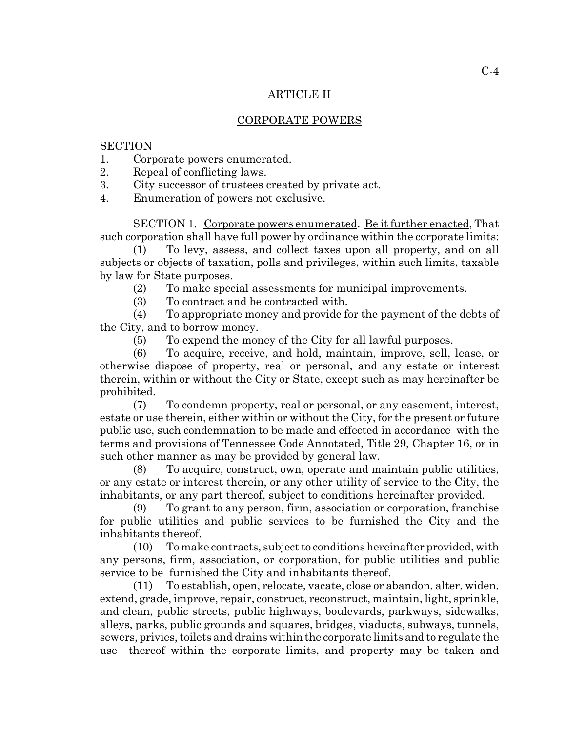## ARTICLE II

## CORPORATE POWERS

SECTION
1. Corporate powers enumerated.
2. Repeal of conflicting laws.
3. City successor of trustees created by private act.
4. Enumeration of powers not exclusive.

SECTION 1. Corporate powers enumerated. Be it further enacted, That such corporation shall have full power by ordinance within the corporate limits:

(1) To levy, assess, and collect taxes upon all property, and on all subjects or objects of taxation, polls and privileges, within such limits, taxable by law for State purposes.

(2) To make special assessments for municipal improvements.

(3) To contract and be contracted with.

(4) To appropriate money and provide for the payment of the debts of the City, and to borrow money.

(5) To expend the money of the City for all lawful purposes.

(6) To acquire, receive, and hold, maintain, improve, sell, lease, or otherwise dispose of property, real or personal, and any estate or interest therein, within or without the City or State, except such as may hereinafter be prohibited.

(7) To condemn property, real or personal, or any easement, interest, estate or use therein, either within or without the City, for the present or future public use, such condemnation to be made and effected in accordance with the terms and provisions of Tennessee Code Annotated, Title 29, Chapter 16, or in such other manner as may be provided by general law.

(8) To acquire, construct, own, operate and maintain public utilities, or any estate or interest therein, or any other utility of service to the City, the inhabitants, or any part thereof, subject to conditions hereinafter provided.

(9) To grant to any person, firm, association or corporation, franchise for public utilities and public services to be furnished the City and the inhabitants thereof.

(10) To make contracts, subject to conditions hereinafter provided, with any persons, firm, association, or corporation, for public utilities and public service to be furnished the City and inhabitants thereof.

(11) To establish, open, relocate, vacate, close or abandon, alter, widen, extend, grade, improve, repair, construct, reconstruct, maintain, light, sprinkle, and clean, public streets, public highways, boulevards, parkways, sidewalks, alleys, parks, public grounds and squares, bridges, viaducts, subways, tunnels, sewers, privies, toilets and drains within the corporate limits and to regulate the use thereof within the corporate limits, and property may be taken and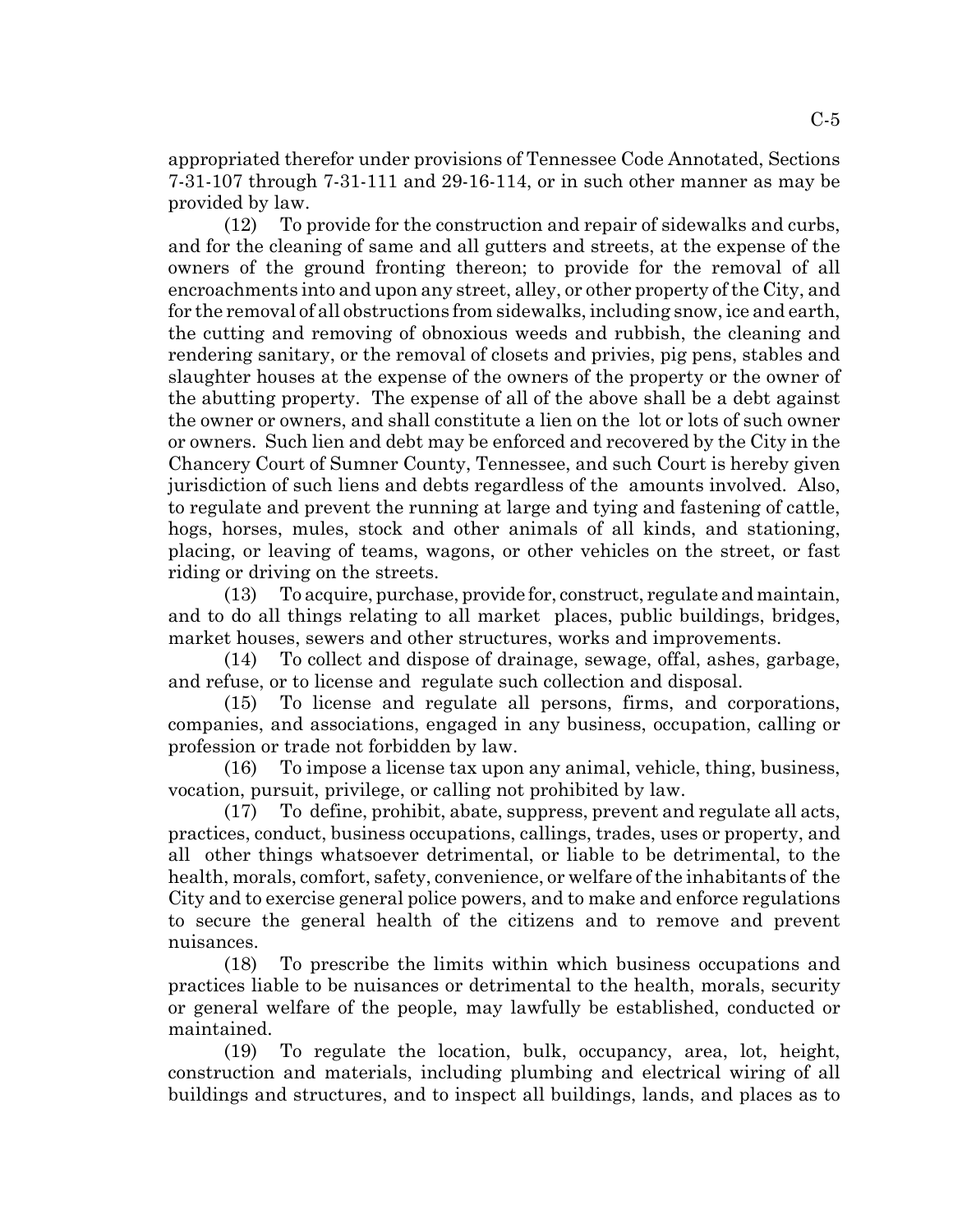appropriated therefor under provisions of Tennessee Code Annotated, Sections 7-31-107 through 7-31-111 and 29-16-114, or in such other manner as may be provided by law.

(12) To provide for the construction and repair of sidewalks and curbs, and for the cleaning of same and all gutters and streets, at the expense of the owners of the ground fronting thereon; to provide for the removal of all encroachments into and upon any street, alley, or other property of the City, and for the removal of all obstructions from sidewalks, including snow, ice and earth, the cutting and removing of obnoxious weeds and rubbish, the cleaning and rendering sanitary, or the removal of closets and privies, pig pens, stables and slaughter houses at the expense of the owners of the property or the owner of the abutting property. The expense of all of the above shall be a debt against the owner or owners, and shall constitute a lien on the lot or lots of such owner or owners. Such lien and debt may be enforced and recovered by the City in the Chancery Court of Sumner County, Tennessee, and such Court is hereby given jurisdiction of such liens and debts regardless of the amounts involved. Also, to regulate and prevent the running at large and tying and fastening of cattle, hogs, horses, mules, stock and other animals of all kinds, and stationing, placing, or leaving of teams, wagons, or other vehicles on the street, or fast riding or driving on the streets.

(13) To acquire, purchase, provide for, construct, regulate and maintain, and to do all things relating to all market places, public buildings, bridges, market houses, sewers and other structures, works and improvements.

(14) To collect and dispose of drainage, sewage, offal, ashes, garbage, and refuse, or to license and regulate such collection and disposal.

(15) To license and regulate all persons, firms, and corporations, companies, and associations, engaged in any business, occupation, calling or profession or trade not forbidden by law.

(16) To impose a license tax upon any animal, vehicle, thing, business, vocation, pursuit, privilege, or calling not prohibited by law.

(17) To define, prohibit, abate, suppress, prevent and regulate all acts, practices, conduct, business occupations, callings, trades, uses or property, and all other things whatsoever detrimental, or liable to be detrimental, to the health, morals, comfort, safety, convenience, or welfare of the inhabitants of the City and to exercise general police powers, and to make and enforce regulations to secure the general health of the citizens and to remove and prevent nuisances.

(18) To prescribe the limits within which business occupations and practices liable to be nuisances or detrimental to the health, morals, security or general welfare of the people, may lawfully be established, conducted or maintained.

(19) To regulate the location, bulk, occupancy, area, lot, height, construction and materials, including plumbing and electrical wiring of all buildings and structures, and to inspect all buildings, lands, and places as to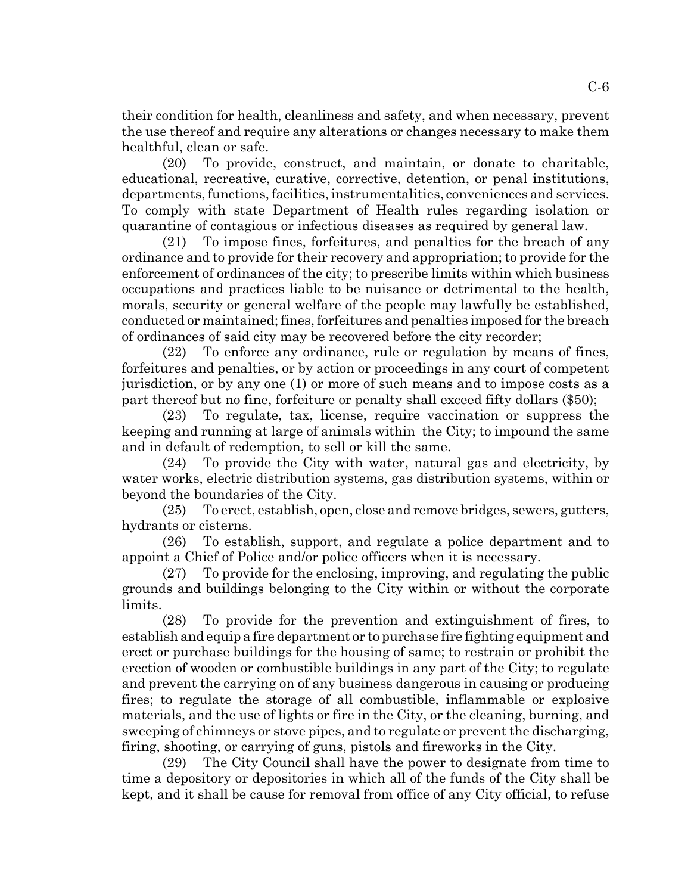their condition for health, cleanliness and safety, and when necessary, prevent the use thereof and require any alterations or changes necessary to make them healthful, clean or safe.

(20) To provide, construct, and maintain, or donate to charitable, educational, recreative, curative, corrective, detention, or penal institutions, departments, functions, facilities, instrumentalities, conveniences and services. To comply with state Department of Health rules regarding isolation or quarantine of contagious or infectious diseases as required by general law.

(21) To impose fines, forfeitures, and penalties for the breach of any ordinance and to provide for their recovery and appropriation; to provide for the enforcement of ordinances of the city; to prescribe limits within which business occupations and practices liable to be nuisance or detrimental to the health, morals, security or general welfare of the people may lawfully be established, conducted or maintained; fines, forfeitures and penalties imposed for the breach of ordinances of said city may be recovered before the city recorder;

(22) To enforce any ordinance, rule or regulation by means of fines, forfeitures and penalties, or by action or proceedings in any court of competent jurisdiction, or by any one (1) or more of such means and to impose costs as a part thereof but no fine, forfeiture or penalty shall exceed fifty dollars ($50);

(23) To regulate, tax, license, require vaccination or suppress the keeping and running at large of animals within the City; to impound the same and in default of redemption, to sell or kill the same.

(24) To provide the City with water, natural gas and electricity, by water works, electric distribution systems, gas distribution systems, within or beyond the boundaries of the City.

(25) To erect, establish, open, close and remove bridges, sewers, gutters, hydrants or cisterns.

(26) To establish, support, and regulate a police department and to appoint a Chief of Police and/or police officers when it is necessary.

(27) To provide for the enclosing, improving, and regulating the public grounds and buildings belonging to the City within or without the corporate limits.

(28) To provide for the prevention and extinguishment of fires, to establish and equip a fire department or to purchase fire fighting equipment and erect or purchase buildings for the housing of same; to restrain or prohibit the erection of wooden or combustible buildings in any part of the City; to regulate and prevent the carrying on of any business dangerous in causing or producing fires; to regulate the storage of all combustible, inflammable or explosive materials, and the use of lights or fire in the City, or the cleaning, burning, and sweeping of chimneys or stove pipes, and to regulate or prevent the discharging, firing, shooting, or carrying of guns, pistols and fireworks in the City.

(29) The City Council shall have the power to designate from time to time a depository or depositories in which all of the funds of the City shall be kept, and it shall be cause for removal from office of any City official, to refuse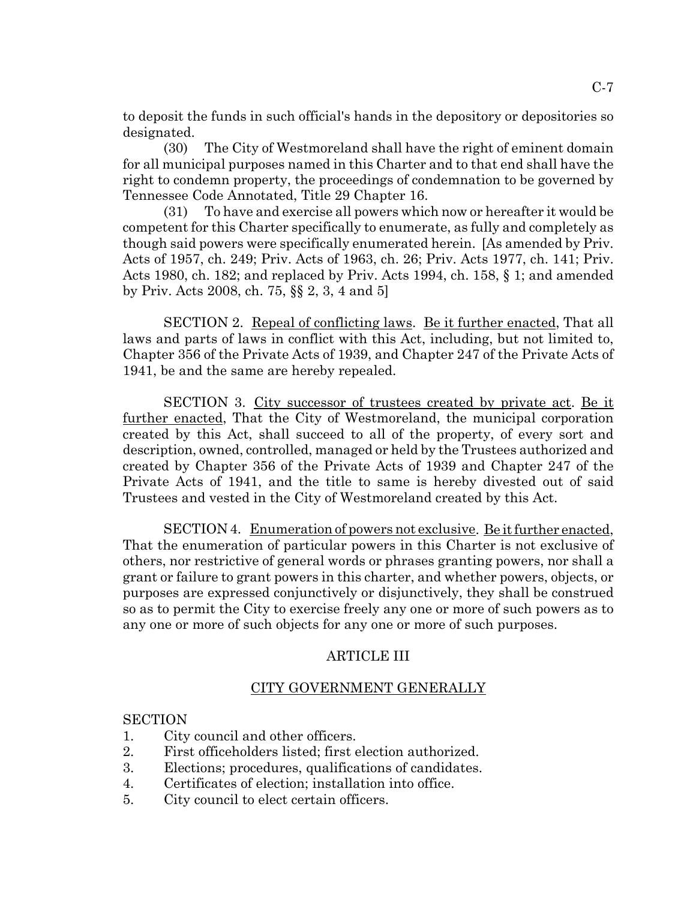to deposit the funds in such official's hands in the depository or depositories so designated.

(30) The City of Westmoreland shall have the right of eminent domain for all municipal purposes named in this Charter and to that end shall have the right to condemn property, the proceedings of condemnation to be governed by Tennessee Code Annotated, Title 29 Chapter 16.

(31) To have and exercise all powers which now or hereafter it would be competent for this Charter specifically to enumerate, as fully and completely as though said powers were specifically enumerated herein. [As amended by Priv. Acts of 1957, ch. 249; Priv. Acts of 1963, ch. 26; Priv. Acts 1977, ch. 141; Priv. Acts 1980, ch. 182; and replaced by Priv. Acts 1994, ch. 158, § 1; and amended by Priv. Acts 2008, ch. 75, §§ 2, 3, 4 and 5]

SECTION 2. Repeal of conflicting laws. Be it further enacted, That all laws and parts of laws in conflict with this Act, including, but not limited to, Chapter 356 of the Private Acts of 1939, and Chapter 247 of the Private Acts of 1941, be and the same are hereby repealed.

SECTION 3. City successor of trustees created by private act. Be it further enacted, That the City of Westmoreland, the municipal corporation created by this Act, shall succeed to all of the property, of every sort and description, owned, controlled, managed or held by the Trustees authorized and created by Chapter 356 of the Private Acts of 1939 and Chapter 247 of the Private Acts of 1941, and the title to same is hereby divested out of said Trustees and vested in the City of Westmoreland created by this Act.

SECTION 4. Enumeration of powers not exclusive. Be it further enacted, That the enumeration of particular powers in this Charter is not exclusive of others, nor restrictive of general words or phrases granting powers, nor shall a grant or failure to grant powers in this charter, and whether powers, objects, or purposes are expressed conjunctively or disjunctively, they shall be construed so as to permit the City to exercise freely any one or more of such powers as to any one or more of such objects for any one or more of such purposes.

## ARTICLE III

## CITY GOVERNMENT GENERALLY

SECTION
1. City council and other officers.
2. First officeholders listed; first election authorized.
3. Elections; procedures, qualifications of candidates.
4. Certificates of election; installation into office.
5. City council to elect certain officers.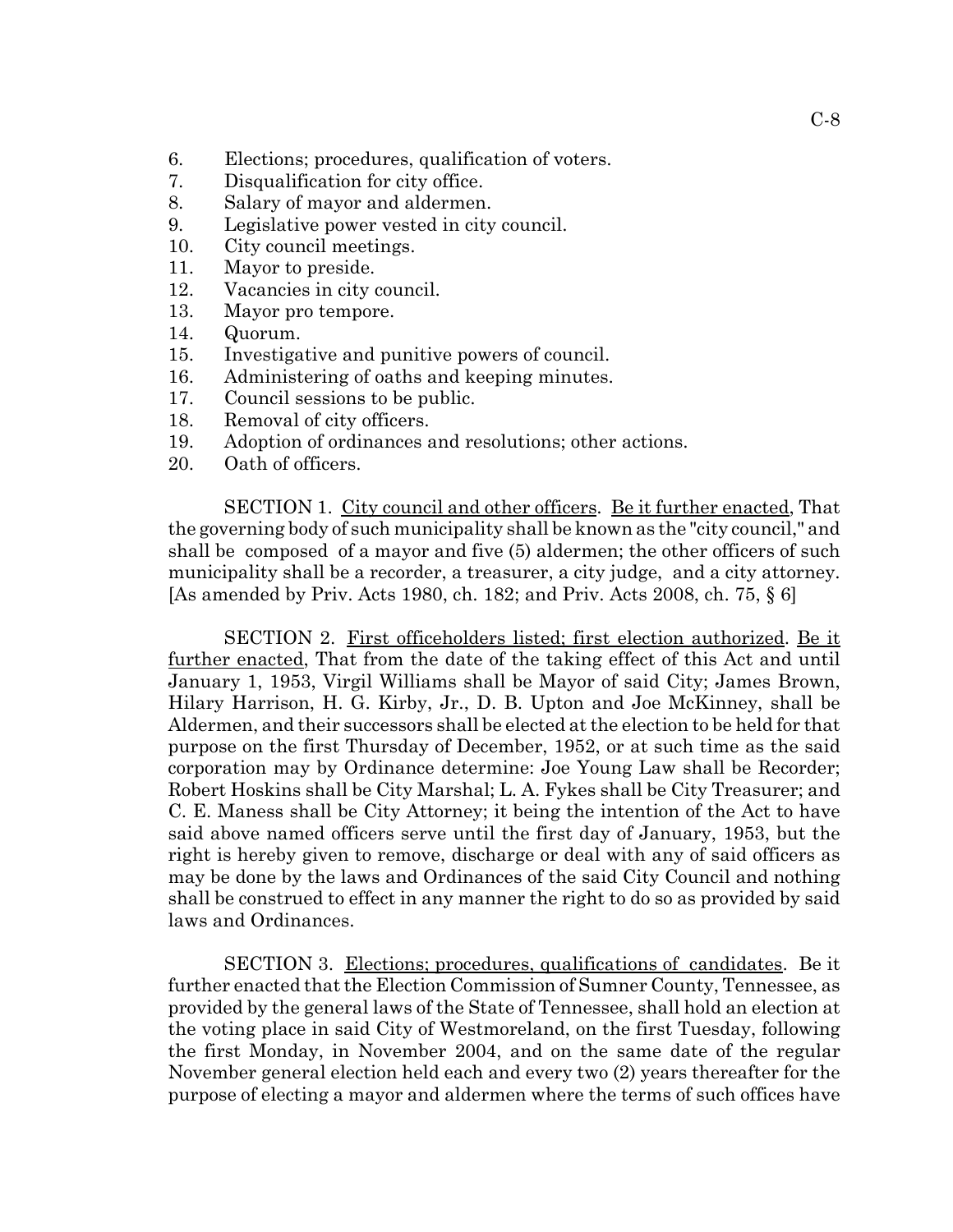6. Elections; procedures, qualification of voters.
7. Disqualification for city office.
8. Salary of mayor and aldermen.
9. Legislative power vested in city council.
10. City council meetings.
11. Mayor to preside.
12. Vacancies in city council.
13. Mayor pro tempore.
14. Quorum.
15. Investigative and punitive powers of council.
16. Administering of oaths and keeping minutes.
17. Council sessions to be public.
18. Removal of city officers.
19. Adoption of ordinances and resolutions; other actions.
20. Oath of officers.

SECTION 1. City council and other officers. Be it further enacted, That the governing body of such municipality shall be known as the "city council," and shall be composed of a mayor and five (5) aldermen; the other officers of such municipality shall be a recorder, a treasurer, a city judge, and a city attorney. [As amended by Priv. Acts 1980, ch. 182; and Priv. Acts 2008, ch. 75, § 6]

SECTION 2. First officeholders listed; first election authorized. Be it further enacted, That from the date of the taking effect of this Act and until January 1, 1953, Virgil Williams shall be Mayor of said City; James Brown, Hilary Harrison, H. G. Kirby, Jr., D. B. Upton and Joe McKinney, shall be Aldermen, and their successors shall be elected at the election to be held for that purpose on the first Thursday of December, 1952, or at such time as the said corporation may by Ordinance determine: Joe Young Law shall be Recorder; Robert Hoskins shall be City Marshal; L. A. Fykes shall be City Treasurer; and C. E. Maness shall be City Attorney; it being the intention of the Act to have said above named officers serve until the first day of January, 1953, but the right is hereby given to remove, discharge or deal with any of said officers as may be done by the laws and Ordinances of the said City Council and nothing shall be construed to effect in any manner the right to do so as provided by said laws and Ordinances.

SECTION 3. Elections; procedures, qualifications of candidates. Be it further enacted that the Election Commission of Sumner County, Tennessee, as provided by the general laws of the State of Tennessee, shall hold an election at the voting place in said City of Westmoreland, on the first Tuesday, following the first Monday, in November 2004, and on the same date of the regular November general election held each and every two (2) years thereafter for the purpose of electing a mayor and aldermen where the terms of such offices have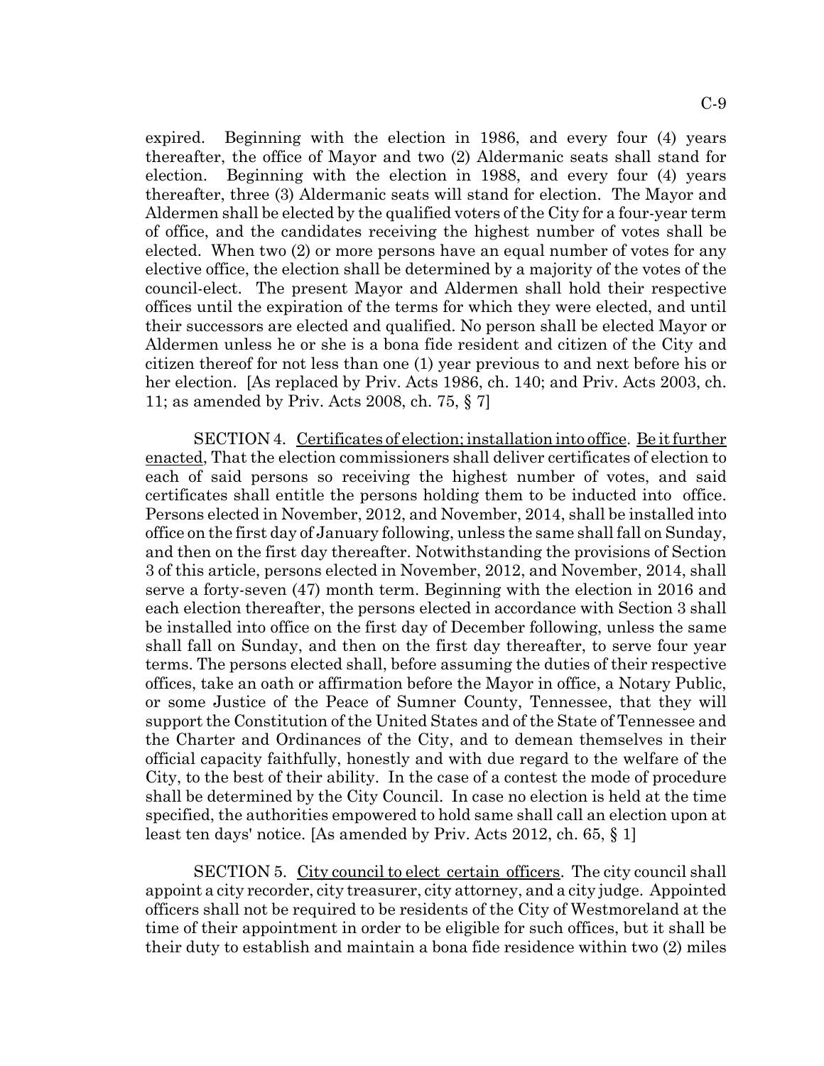expired. Beginning with the election in 1986, and every four (4) years thereafter, the office of Mayor and two (2) Aldermanic seats shall stand for election. Beginning with the election in 1988, and every four (4) years thereafter, three (3) Aldermanic seats will stand for election. The Mayor and Aldermen shall be elected by the qualified voters of the City for a four-year term of office, and the candidates receiving the highest number of votes shall be elected. When two (2) or more persons have an equal number of votes for any elective office, the election shall be determined by a majority of the votes of the council-elect. The present Mayor and Aldermen shall hold their respective offices until the expiration of the terms for which they were elected, and until their successors are elected and qualified. No person shall be elected Mayor or Aldermen unless he or she is a bona fide resident and citizen of the City and citizen thereof for not less than one (1) year previous to and next before his or her election. [As replaced by Priv. Acts 1986, ch. 140; and Priv. Acts 2003, ch. 11; as amended by Priv. Acts 2008, ch. 75, § 7]

SECTION 4. Certificates of election; installation into office. Be it further enacted, That the election commissioners shall deliver certificates of election to each of said persons so receiving the highest number of votes, and said certificates shall entitle the persons holding them to be inducted into office. Persons elected in November, 2012, and November, 2014, shall be installed into office on the first day of January following, unless the same shall fall on Sunday, and then on the first day thereafter. Notwithstanding the provisions of Section 3 of this article, persons elected in November, 2012, and November, 2014, shall serve a forty-seven (47) month term. Beginning with the election in 2016 and each election thereafter, the persons elected in accordance with Section 3 shall be installed into office on the first day of December following, unless the same shall fall on Sunday, and then on the first day thereafter, to serve four year terms. The persons elected shall, before assuming the duties of their respective offices, take an oath or affirmation before the Mayor in office, a Notary Public, or some Justice of the Peace of Sumner County, Tennessee, that they will support the Constitution of the United States and of the State of Tennessee and the Charter and Ordinances of the City, and to demean themselves in their official capacity faithfully, honestly and with due regard to the welfare of the City, to the best of their ability. In the case of a contest the mode of procedure shall be determined by the City Council. In case no election is held at the time specified, the authorities empowered to hold same shall call an election upon at least ten days' notice. [As amended by Priv. Acts 2012, ch. 65, § 1]

SECTION 5. City council to elect certain officers. The city council shall appoint a city recorder, city treasurer, city attorney, and a city judge. Appointed officers shall not be required to be residents of the City of Westmoreland at the time of their appointment in order to be eligible for such offices, but it shall be their duty to establish and maintain a bona fide residence within two (2) miles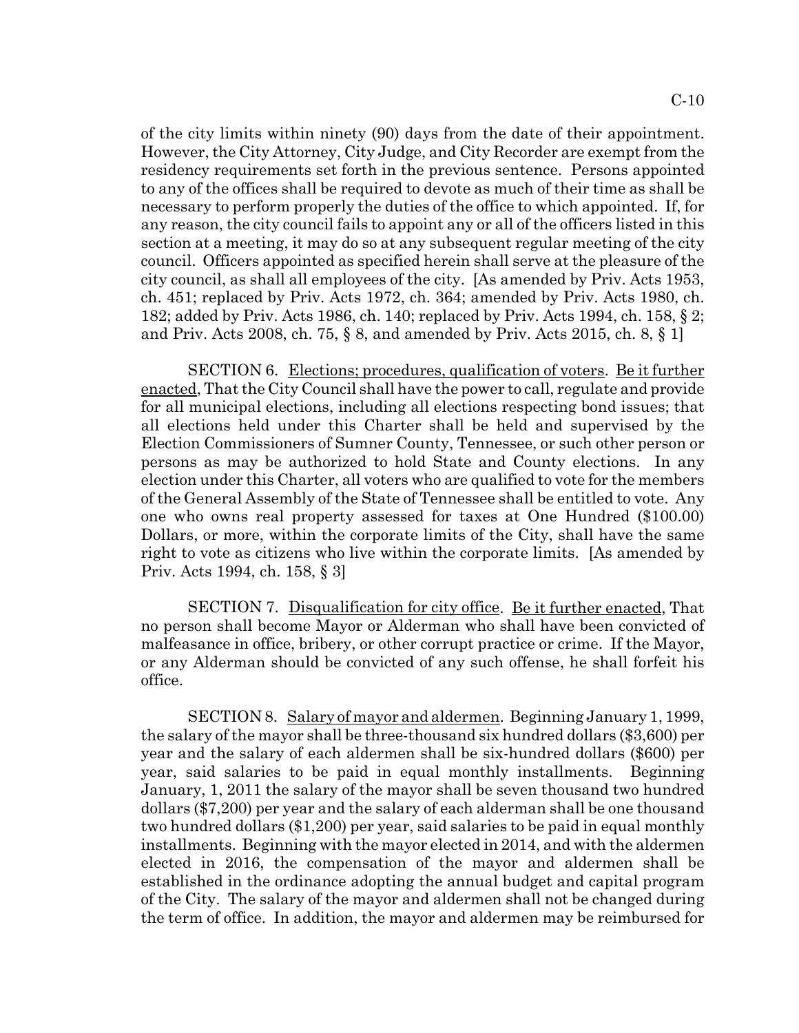of the city limits within ninety (90) days from the date of their appointment. However, the City Attorney, City Judge, and City Recorder are exempt from the residency requirements set forth in the previous sentence. Persons appointed to any of the offices shall be required to devote as much of their time as shall be necessary to perform properly the duties of the office to which appointed. If, for any reason, the city council fails to appoint any or all of the officers listed in this section at a meeting, it may do so at any subsequent regular meeting of the city council. Officers appointed as specified herein shall serve at the pleasure of the city council, as shall all employees of the city. [As amended by Priv. Acts 1953, ch. 451; replaced by Priv. Acts 1972, ch. 364; amended by Priv. Acts 1980, ch. 182; added by Priv. Acts 1986, ch. 140; replaced by Priv. Acts 1994, ch. 158, § 2; and Priv. Acts 2008, ch. 75, § 8, and amended by Priv. Acts 2015, ch. 8, § 1]

SECTION 6. Elections; procedures, qualification of voters. Be it further enacted, That the City Council shall have the power to call, regulate and provide for all municipal elections, including all elections respecting bond issues; that all elections held under this Charter shall be held and supervised by the Election Commissioners of Sumner County, Tennessee, or such other person or persons as may be authorized to hold State and County elections. In any election under this Charter, all voters who are qualified to vote for the members of the General Assembly of the State of Tennessee shall be entitled to vote. Any one who owns real property assessed for taxes at One Hundred ($100.00) Dollars, or more, within the corporate limits of the City, shall have the same right to vote as citizens who live within the corporate limits. [As amended by Priv. Acts 1994, ch. 158, § 3]

SECTION 7. Disqualification for city office. Be it further enacted, That no person shall become Mayor or Alderman who shall have been convicted of malfeasance in office, bribery, or other corrupt practice or crime. If the Mayor, or any Alderman should be convicted of any such offense, he shall forfeit his office.

SECTION 8. Salary of mayor and aldermen. Beginning January 1, 1999, the salary of the mayor shall be three-thousand six hundred dollars ($3,600) per year and the salary of each aldermen shall be six-hundred dollars ($600) per year, said salaries to be paid in equal monthly installments. Beginning January, 1, 2011 the salary of the mayor shall be seven thousand two hundred dollars ($7,200) per year and the salary of each alderman shall be one thousand two hundred dollars ($1,200) per year, said salaries to be paid in equal monthly installments. Beginning with the mayor elected in 2014, and with the aldermen elected in 2016, the compensation of the mayor and aldermen shall be established in the ordinance adopting the annual budget and capital program of the City. The salary of the mayor and aldermen shall not be changed during the term of office. In addition, the mayor and aldermen may be reimbursed for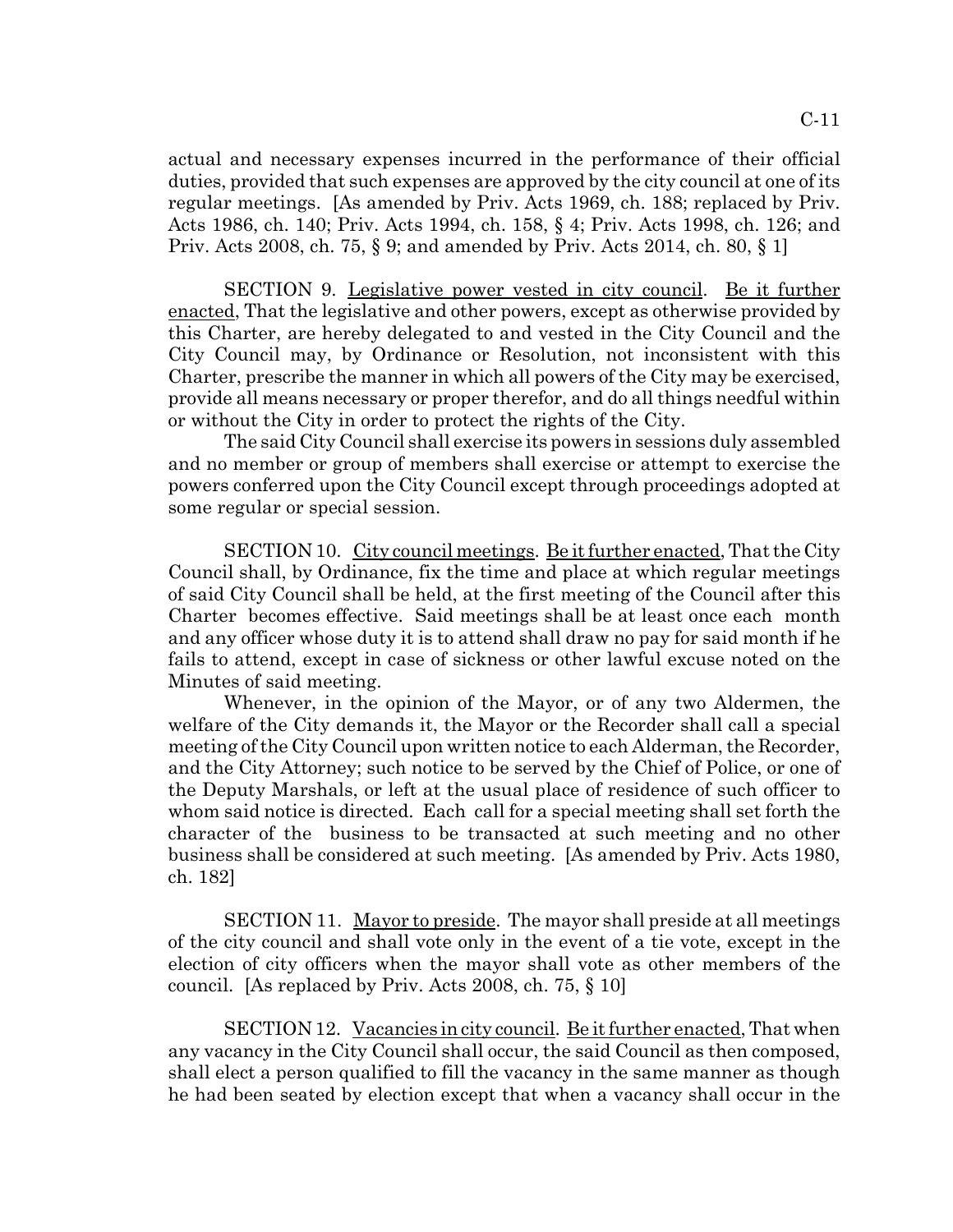actual and necessary expenses incurred in the performance of their official duties, provided that such expenses are approved by the city council at one of its regular meetings. [As amended by Priv. Acts 1969, ch. 188; replaced by Priv. Acts 1986, ch. 140; Priv. Acts 1994, ch. 158, § 4; Priv. Acts 1998, ch. 126; and Priv. Acts 2008, ch. 75, § 9; and amended by Priv. Acts 2014, ch. 80, § 1]

SECTION 9. Legislative power vested in city council. Be it further enacted, That the legislative and other powers, except as otherwise provided by this Charter, are hereby delegated to and vested in the City Council and the City Council may, by Ordinance or Resolution, not inconsistent with this Charter, prescribe the manner in which all powers of the City may be exercised, provide all means necessary or proper therefor, and do all things needful within or without the City in order to protect the rights of the City.

The said City Council shall exercise its powers in sessions duly assembled and no member or group of members shall exercise or attempt to exercise the powers conferred upon the City Council except through proceedings adopted at some regular or special session.

SECTION 10. City council meetings. Be it further enacted, That the City Council shall, by Ordinance, fix the time and place at which regular meetings of said City Council shall be held, at the first meeting of the Council after this Charter becomes effective. Said meetings shall be at least once each month and any officer whose duty it is to attend shall draw no pay for said month if he fails to attend, except in case of sickness or other lawful excuse noted on the Minutes of said meeting.

Whenever, in the opinion of the Mayor, or of any two Aldermen, the welfare of the City demands it, the Mayor or the Recorder shall call a special meeting of the City Council upon written notice to each Alderman, the Recorder, and the City Attorney; such notice to be served by the Chief of Police, or one of the Deputy Marshals, or left at the usual place of residence of such officer to whom said notice is directed. Each call for a special meeting shall set forth the character of the business to be transacted at such meeting and no other business shall be considered at such meeting. [As amended by Priv. Acts 1980, ch. 182]

SECTION 11. Mayor to preside. The mayor shall preside at all meetings of the city council and shall vote only in the event of a tie vote, except in the election of city officers when the mayor shall vote as other members of the council. [As replaced by Priv. Acts 2008, ch. 75, § 10]

SECTION 12. Vacancies in city council. Be it further enacted, That when any vacancy in the City Council shall occur, the said Council as then composed, shall elect a person qualified to fill the vacancy in the same manner as though he had been seated by election except that when a vacancy shall occur in the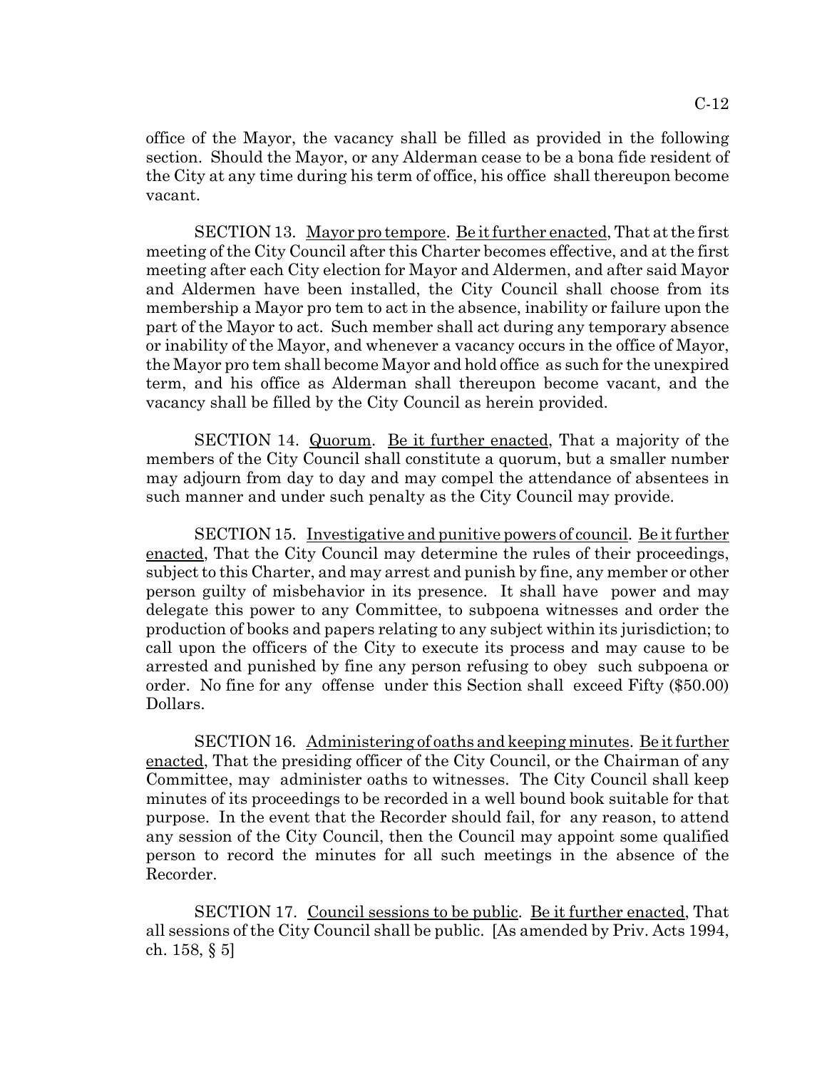office of the Mayor, the vacancy shall be filled as provided in the following section. Should the Mayor, or any Alderman cease to be a bona fide resident of the City at any time during his term of office, his office shall thereupon become vacant.

SECTION 13. Mayor pro tempore. Be it further enacted, That at the first meeting of the City Council after this Charter becomes effective, and at the first meeting after each City election for Mayor and Aldermen, and after said Mayor and Aldermen have been installed, the City Council shall choose from its membership a Mayor pro tem to act in the absence, inability or failure upon the part of the Mayor to act. Such member shall act during any temporary absence or inability of the Mayor, and whenever a vacancy occurs in the office of Mayor, the Mayor pro tem shall become Mayor and hold office as such for the unexpired term, and his office as Alderman shall thereupon become vacant, and the vacancy shall be filled by the City Council as herein provided.

SECTION 14. Quorum. Be it further enacted, That a majority of the members of the City Council shall constitute a quorum, but a smaller number may adjourn from day to day and may compel the attendance of absentees in such manner and under such penalty as the City Council may provide.

SECTION 15. Investigative and punitive powers of council. Be it further enacted, That the City Council may determine the rules of their proceedings, subject to this Charter, and may arrest and punish by fine, any member or other person guilty of misbehavior in its presence. It shall have power and may delegate this power to any Committee, to subpoena witnesses and order the production of books and papers relating to any subject within its jurisdiction; to call upon the officers of the City to execute its process and may cause to be arrested and punished by fine any person refusing to obey such subpoena or order. No fine for any offense under this Section shall exceed Fifty ($50.00) Dollars.

SECTION 16. Administering of oaths and keeping minutes. Be it further enacted, That the presiding officer of the City Council, or the Chairman of any Committee, may administer oaths to witnesses. The City Council shall keep minutes of its proceedings to be recorded in a well bound book suitable for that purpose. In the event that the Recorder should fail, for any reason, to attend any session of the City Council, then the Council may appoint some qualified person to record the minutes for all such meetings in the absence of the Recorder.

SECTION 17. Council sessions to be public. Be it further enacted, That all sessions of the City Council shall be public. [As amended by Priv. Acts 1994, ch. 158, § 5]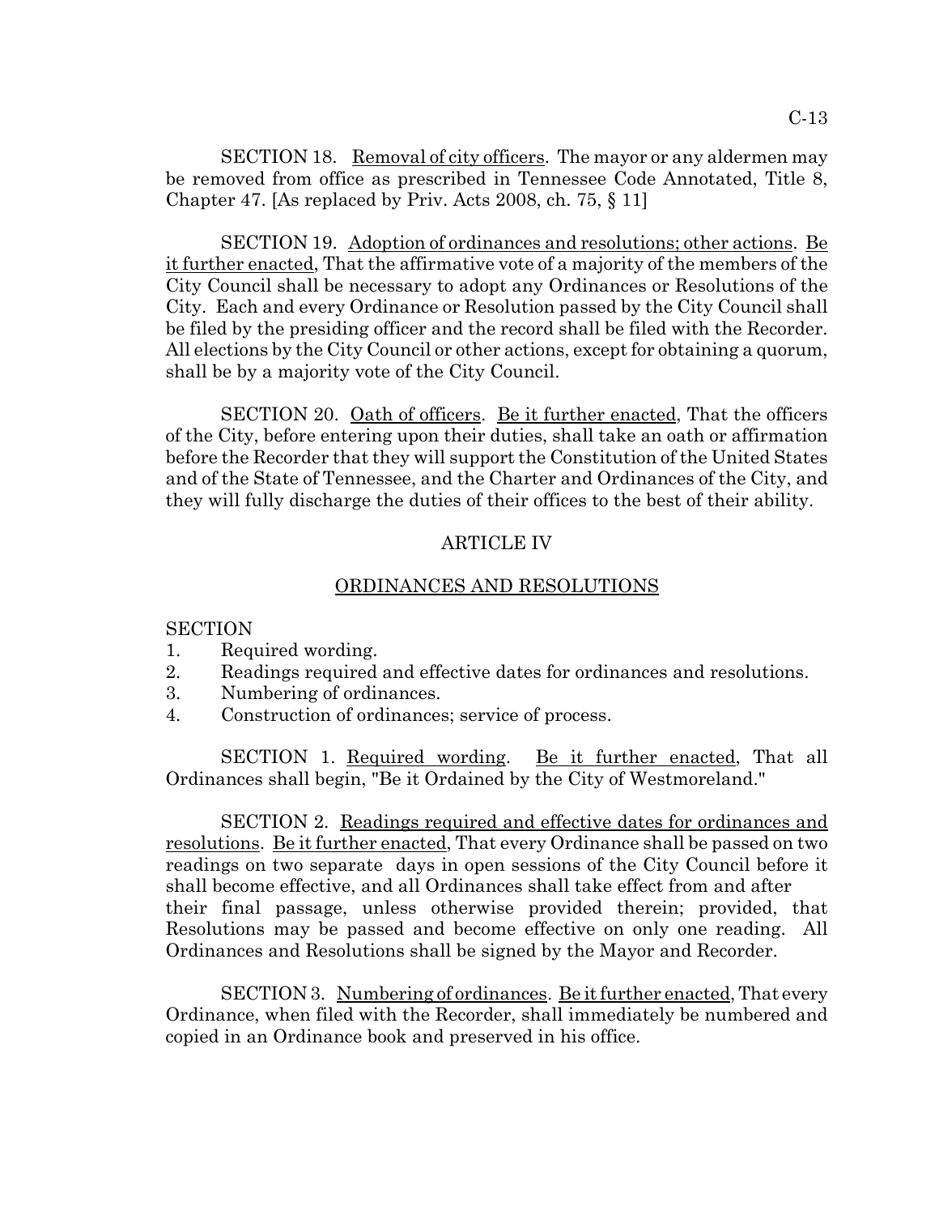SECTION 18. Removal of city officers. The mayor or any aldermen may be removed from office as prescribed in Tennessee Code Annotated, Title 8, Chapter 47. [As replaced by Priv. Acts 2008, ch. 75, § 11]

SECTION 19. Adoption of ordinances and resolutions; other actions. Be it further enacted, That the affirmative vote of a majority of the members of the City Council shall be necessary to adopt any Ordinances or Resolutions of the City. Each and every Ordinance or Resolution passed by the City Council shall be filed by the presiding officer and the record shall be filed with the Recorder. All elections by the City Council or other actions, except for obtaining a quorum, shall be by a majority vote of the City Council.

SECTION 20. Oath of officers. Be it further enacted, That the officers of the City, before entering upon their duties, shall take an oath or affirmation before the Recorder that they will support the Constitution of the United States and of the State of Tennessee, and the Charter and Ordinances of the City, and they will fully discharge the duties of their offices to the best of their ability.

## ARTICLE IV

## ORDINANCES AND RESOLUTIONS

SECTION
1. Required wording.
2. Readings required and effective dates for ordinances and resolutions.
3. Numbering of ordinances.
4. Construction of ordinances; service of process.

SECTION 1. Required wording. Be it further enacted, That all Ordinances shall begin, "Be it Ordained by the City of Westmoreland."

SECTION 2. Readings required and effective dates for ordinances and resolutions. Be it further enacted, That every Ordinance shall be passed on two readings on two separate days in open sessions of the City Council before it shall become effective, and all Ordinances shall take effect from and after their final passage, unless otherwise provided therein; provided, that Resolutions may be passed and become effective on only one reading. All Ordinances and Resolutions shall be signed by the Mayor and Recorder.

SECTION 3. Numbering of ordinances. Be it further enacted, That every Ordinance, when filed with the Recorder, shall immediately be numbered and copied in an Ordinance book and preserved in his office.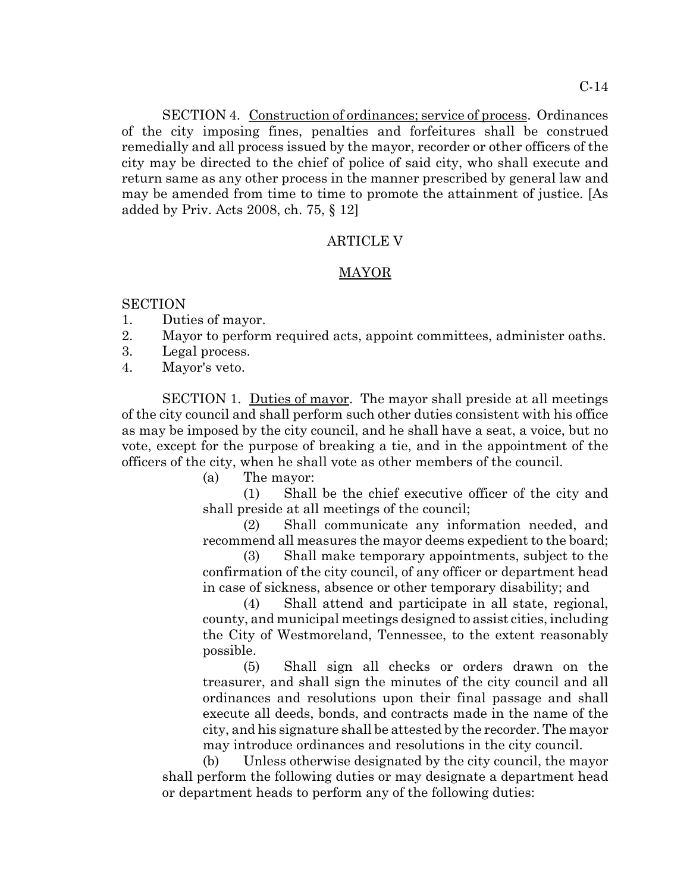SECTION 4. Construction of ordinances; service of process. Ordinances of the city imposing fines, penalties and forfeitures shall be construed remedially and all process issued by the mayor, recorder or other officers of the city may be directed to the chief of police of said city, who shall execute and return same as any other process in the manner prescribed by general law and may be amended from time to time to promote the attainment of justice. [As added by Priv. Acts 2008, ch. 75, § 12]

## ARTICLE V

## MAYOR

SECTION
1. Duties of mayor.
2. Mayor to perform required acts, appoint committees, administer oaths.
3. Legal process.
4. Mayor's veto.

SECTION 1. Duties of mayor. The mayor shall preside at all meetings of the city council and shall perform such other duties consistent with his office as may be imposed by the city council, and he shall have a seat, a voice, but no vote, except for the purpose of breaking a tie, and in the appointment of the officers of the city, when he shall vote as other members of the council.

(a) The mayor:

(1) Shall be the chief executive officer of the city and shall preside at all meetings of the council;

(2) Shall communicate any information needed, and recommend all measures the mayor deems expedient to the board;

(3) Shall make temporary appointments, subject to the confirmation of the city council, of any officer or department head in case of sickness, absence or other temporary disability; and

(4) Shall attend and participate in all state, regional, county, and municipal meetings designed to assist cities, including the City of Westmoreland, Tennessee, to the extent reasonably possible.

(5) Shall sign all checks or orders drawn on the treasurer, and shall sign the minutes of the city council and all ordinances and resolutions upon their final passage and shall execute all deeds, bonds, and contracts made in the name of the city, and his signature shall be attested by the recorder. The mayor may introduce ordinances and resolutions in the city council.

(b) Unless otherwise designated by the city council, the mayor shall perform the following duties or may designate a department head or department heads to perform any of the following duties: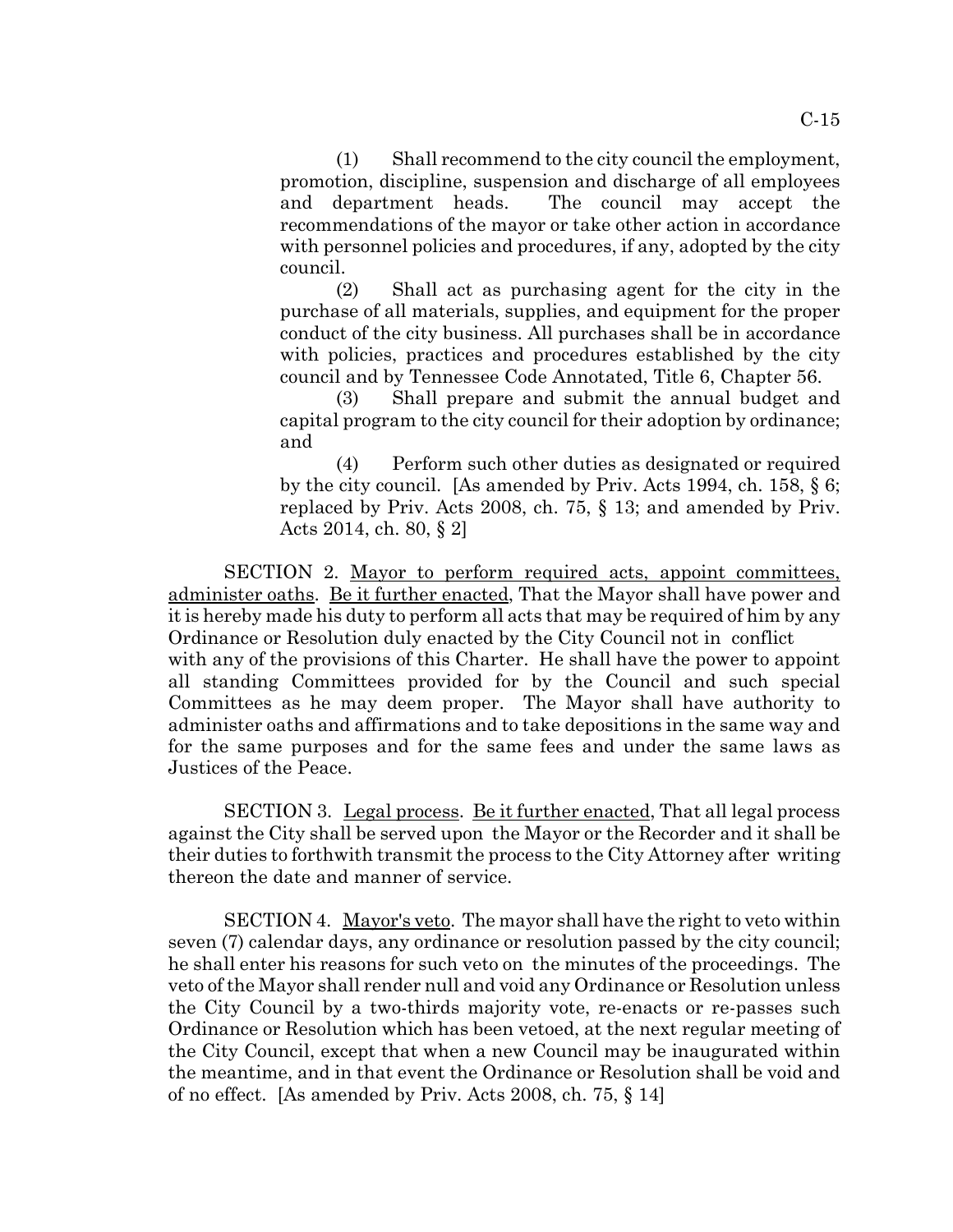(1) Shall recommend to the city council the employment, promotion, discipline, suspension and discharge of all employees and department heads. The council may accept the recommendations of the mayor or take other action in accordance with personnel policies and procedures, if any, adopted by the city council.

(2) Shall act as purchasing agent for the city in the purchase of all materials, supplies, and equipment for the proper conduct of the city business. All purchases shall be in accordance with policies, practices and procedures established by the city council and by Tennessee Code Annotated, Title 6, Chapter 56.

(3) Shall prepare and submit the annual budget and capital program to the city council for their adoption by ordinance; and

(4) Perform such other duties as designated or required by the city council. [As amended by Priv. Acts 1994, ch. 158, § 6; replaced by Priv. Acts 2008, ch. 75, § 13; and amended by Priv. Acts 2014, ch. 80, § 2]

SECTION 2. Mayor to perform required acts, appoint committees, administer oaths. Be it further enacted, That the Mayor shall have power and it is hereby made his duty to perform all acts that may be required of him by any Ordinance or Resolution duly enacted by the City Council not in conflict with any of the provisions of this Charter. He shall have the power to appoint all standing Committees provided for by the Council and such special Committees as he may deem proper. The Mayor shall have authority to administer oaths and affirmations and to take depositions in the same way and for the same purposes and for the same fees and under the same laws as Justices of the Peace.

SECTION 3. Legal process. Be it further enacted, That all legal process against the City shall be served upon the Mayor or the Recorder and it shall be their duties to forthwith transmit the process to the City Attorney after writing thereon the date and manner of service.

SECTION 4. Mayor's veto. The mayor shall have the right to veto within seven (7) calendar days, any ordinance or resolution passed by the city council; he shall enter his reasons for such veto on the minutes of the proceedings. The veto of the Mayor shall render null and void any Ordinance or Resolution unless the City Council by a two-thirds majority vote, re-enacts or re-passes such Ordinance or Resolution which has been vetoed, at the next regular meeting of the City Council, except that when a new Council may be inaugurated within the meantime, and in that event the Ordinance or Resolution shall be void and of no effect. [As amended by Priv. Acts 2008, ch. 75, § 14]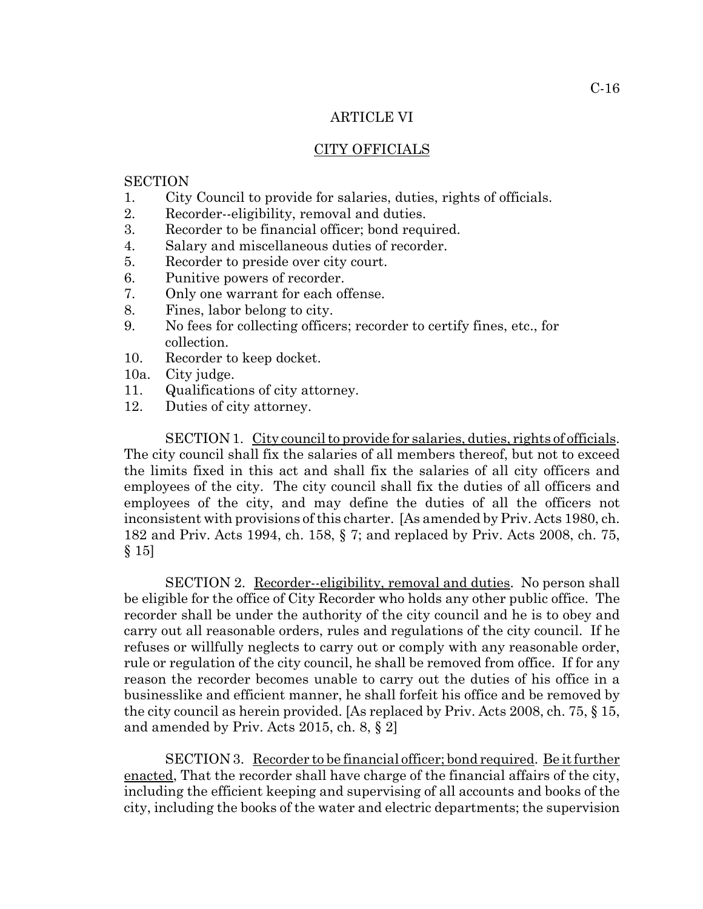## ARTICLE VI

## CITY OFFICIALS

SECTION
1. City Council to provide for salaries, duties, rights of officials.
2. Recorder--eligibility, removal and duties.
3. Recorder to be financial officer; bond required.
4. Salary and miscellaneous duties of recorder.
5. Recorder to preside over city court.
6. Punitive powers of recorder.
7. Only one warrant for each offense.
8. Fines, labor belong to city.
9. No fees for collecting officers; recorder to certify fines, etc., for collection.
10. Recorder to keep docket.

10a. City judge.

11. Qualifications of city attorney.
12. Duties of city attorney.

SECTION 1. City council to provide for salaries, duties, rights of officials. The city council shall fix the salaries of all members thereof, but not to exceed the limits fixed in this act and shall fix the salaries of all city officers and employees of the city. The city council shall fix the duties of all officers and employees of the city, and may define the duties of all the officers not inconsistent with provisions of this charter. [As amended by Priv. Acts 1980, ch. 182 and Priv. Acts 1994, ch. 158, § 7; and replaced by Priv. Acts 2008, ch. 75, § 15]

SECTION 2. Recorder--eligibility, removal and duties. No person shall be eligible for the office of City Recorder who holds any other public office. The recorder shall be under the authority of the city council and he is to obey and carry out all reasonable orders, rules and regulations of the city council. If he refuses or willfully neglects to carry out or comply with any reasonable order, rule or regulation of the city council, he shall be removed from office. If for any reason the recorder becomes unable to carry out the duties of his office in a businesslike and efficient manner, he shall forfeit his office and be removed by the city council as herein provided. [As replaced by Priv. Acts 2008, ch. 75, § 15, and amended by Priv. Acts 2015, ch. 8, § 2]

SECTION 3. Recorder to be financial officer; bond required. Be it further enacted, That the recorder shall have charge of the financial affairs of the city, including the efficient keeping and supervising of all accounts and books of the city, including the books of the water and electric departments; the supervision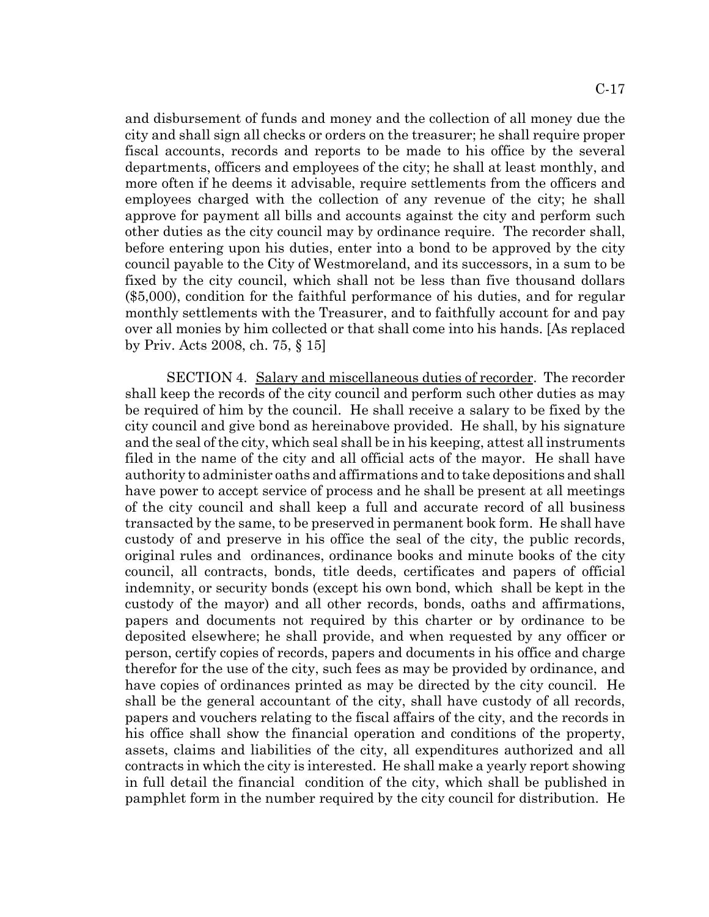and disbursement of funds and money and the collection of all money due the city and shall sign all checks or orders on the treasurer; he shall require proper fiscal accounts, records and reports to be made to his office by the several departments, officers and employees of the city; he shall at least monthly, and more often if he deems it advisable, require settlements from the officers and employees charged with the collection of any revenue of the city; he shall approve for payment all bills and accounts against the city and perform such other duties as the city council may by ordinance require. The recorder shall, before entering upon his duties, enter into a bond to be approved by the city council payable to the City of Westmoreland, and its successors, in a sum to be fixed by the city council, which shall not be less than five thousand dollars ($5,000), condition for the faithful performance of his duties, and for regular monthly settlements with the Treasurer, and to faithfully account for and pay over all monies by him collected or that shall come into his hands. [As replaced by Priv. Acts 2008, ch. 75, § 15]

SECTION 4. Salary and miscellaneous duties of recorder. The recorder shall keep the records of the city council and perform such other duties as may be required of him by the council. He shall receive a salary to be fixed by the city council and give bond as hereinabove provided. He shall, by his signature and the seal of the city, which seal shall be in his keeping, attest all instruments filed in the name of the city and all official acts of the mayor. He shall have authority to administer oaths and affirmations and to take depositions and shall have power to accept service of process and he shall be present at all meetings of the city council and shall keep a full and accurate record of all business transacted by the same, to be preserved in permanent book form. He shall have custody of and preserve in his office the seal of the city, the public records, original rules and ordinances, ordinance books and minute books of the city council, all contracts, bonds, title deeds, certificates and papers of official indemnity, or security bonds (except his own bond, which shall be kept in the custody of the mayor) and all other records, bonds, oaths and affirmations, papers and documents not required by this charter or by ordinance to be deposited elsewhere; he shall provide, and when requested by any officer or person, certify copies of records, papers and documents in his office and charge therefor for the use of the city, such fees as may be provided by ordinance, and have copies of ordinances printed as may be directed by the city council. He shall be the general accountant of the city, shall have custody of all records, papers and vouchers relating to the fiscal affairs of the city, and the records in his office shall show the financial operation and conditions of the property, assets, claims and liabilities of the city, all expenditures authorized and all contracts in which the city is interested. He shall make a yearly report showing in full detail the financial condition of the city, which shall be published in pamphlet form in the number required by the city council for distribution. He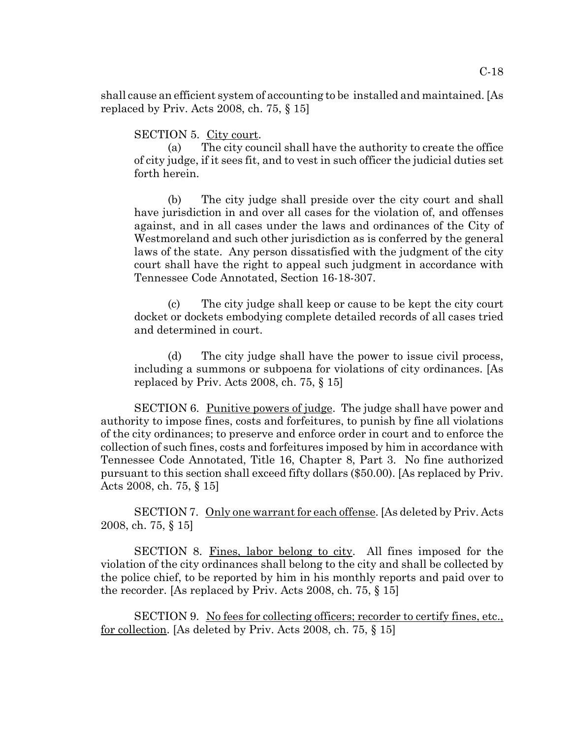shall cause an efficient system of accounting to be installed and maintained. [As replaced by Priv. Acts 2008, ch. 75, § 15]

SECTION 5. City court.

(a) The city council shall have the authority to create the office of city judge, if it sees fit, and to vest in such officer the judicial duties set forth herein.

(b) The city judge shall preside over the city court and shall have jurisdiction in and over all cases for the violation of, and offenses against, and in all cases under the laws and ordinances of the City of Westmoreland and such other jurisdiction as is conferred by the general laws of the state. Any person dissatisfied with the judgment of the city court shall have the right to appeal such judgment in accordance with Tennessee Code Annotated, Section 16-18-307.

(c) The city judge shall keep or cause to be kept the city court docket or dockets embodying complete detailed records of all cases tried and determined in court.

(d) The city judge shall have the power to issue civil process, including a summons or subpoena for violations of city ordinances. [As replaced by Priv. Acts 2008, ch. 75, § 15]

SECTION 6. Punitive powers of judge. The judge shall have power and authority to impose fines, costs and forfeitures, to punish by fine all violations of the city ordinances; to preserve and enforce order in court and to enforce the collection of such fines, costs and forfeitures imposed by him in accordance with Tennessee Code Annotated, Title 16, Chapter 8, Part 3. No fine authorized pursuant to this section shall exceed fifty dollars ($50.00). [As replaced by Priv. Acts 2008, ch. 75, § 15]

SECTION 7. Only one warrant for each offense. [As deleted by Priv. Acts 2008, ch. 75, § 15]

SECTION 8. Fines, labor belong to city. All fines imposed for the violation of the city ordinances shall belong to the city and shall be collected by the police chief, to be reported by him in his monthly reports and paid over to the recorder. [As replaced by Priv. Acts 2008, ch. 75, § 15]

SECTION 9. No fees for collecting officers; recorder to certify fines, etc., for collection. [As deleted by Priv. Acts 2008, ch. 75, § 15]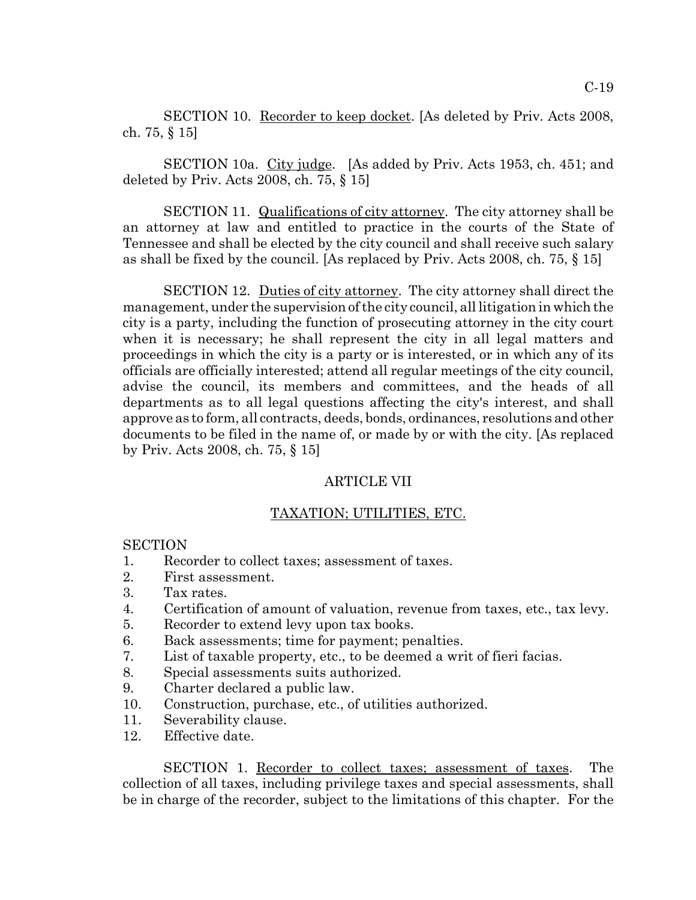SECTION 10. Recorder to keep docket. [As deleted by Priv. Acts 2008, ch. 75, § 15]

SECTION 10a. City judge. [As added by Priv. Acts 1953, ch. 451; and deleted by Priv. Acts 2008, ch. 75, § 15]

SECTION 11. Qualifications of city attorney. The city attorney shall be an attorney at law and entitled to practice in the courts of the State of Tennessee and shall be elected by the city council and shall receive such salary as shall be fixed by the council. [As replaced by Priv. Acts 2008, ch. 75, § 15]

SECTION 12. Duties of city attorney. The city attorney shall direct the management, under the supervision of the city council, all litigation in which the city is a party, including the function of prosecuting attorney in the city court when it is necessary; he shall represent the city in all legal matters and proceedings in which the city is a party or is interested, or in which any of its officials are officially interested; attend all regular meetings of the city council, advise the council, its members and committees, and the heads of all departments as to all legal questions affecting the city's interest, and shall approve as to form, all contracts, deeds, bonds, ordinances, resolutions and other documents to be filed in the name of, or made by or with the city. [As replaced by Priv. Acts 2008, ch. 75, § 15]

## ARTICLE VII

## TAXATION; UTILITIES, ETC.

SECTION
1. Recorder to collect taxes; assessment of taxes.
2. First assessment.
3. Tax rates.
4. Certification of amount of valuation, revenue from taxes, etc., tax levy.
5. Recorder to extend levy upon tax books.
6. Back assessments; time for payment; penalties.
7. List of taxable property, etc., to be deemed a writ of fieri facias.
8. Special assessments suits authorized.
9. Charter declared a public law.
10. Construction, purchase, etc., of utilities authorized.
11. Severability clause.
12. Effective date.

SECTION 1. Recorder to collect taxes; assessment of taxes. The collection of all taxes, including privilege taxes and special assessments, shall be in charge of the recorder, subject to the limitations of this chapter. For the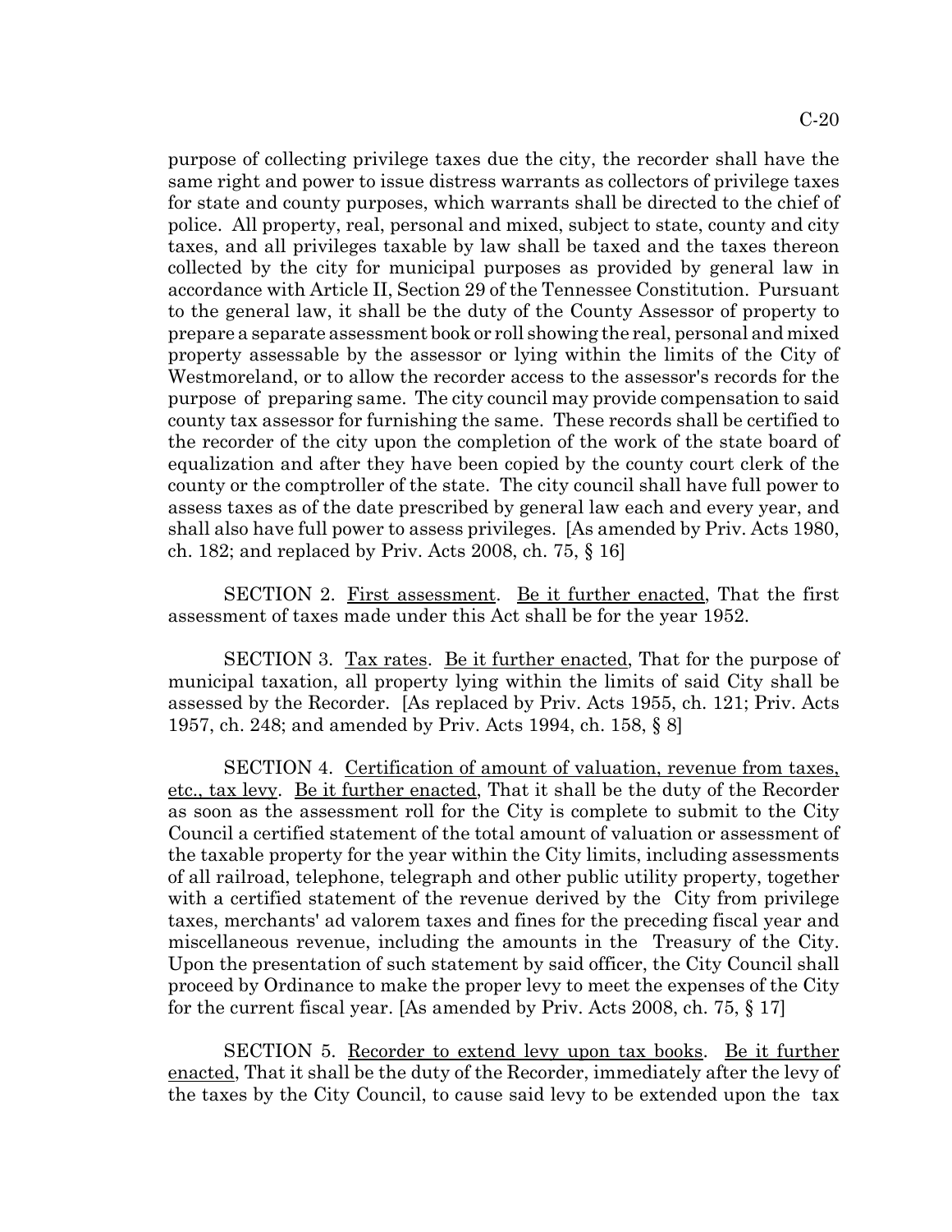purpose of collecting privilege taxes due the city, the recorder shall have the same right and power to issue distress warrants as collectors of privilege taxes for state and county purposes, which warrants shall be directed to the chief of police. All property, real, personal and mixed, subject to state, county and city taxes, and all privileges taxable by law shall be taxed and the taxes thereon collected by the city for municipal purposes as provided by general law in accordance with Article II, Section 29 of the Tennessee Constitution. Pursuant to the general law, it shall be the duty of the County Assessor of property to prepare a separate assessment book or roll showing the real, personal and mixed property assessable by the assessor or lying within the limits of the City of Westmoreland, or to allow the recorder access to the assessor's records for the purpose of preparing same. The city council may provide compensation to said county tax assessor for furnishing the same. These records shall be certified to the recorder of the city upon the completion of the work of the state board of equalization and after they have been copied by the county court clerk of the county or the comptroller of the state. The city council shall have full power to assess taxes as of the date prescribed by general law each and every year, and shall also have full power to assess privileges. [As amended by Priv. Acts 1980, ch. 182; and replaced by Priv. Acts 2008, ch. 75, § 16]

SECTION 2. First assessment. Be it further enacted, That the first assessment of taxes made under this Act shall be for the year 1952.

SECTION 3. Tax rates. Be it further enacted, That for the purpose of municipal taxation, all property lying within the limits of said City shall be assessed by the Recorder. [As replaced by Priv. Acts 1955, ch. 121; Priv. Acts 1957, ch. 248; and amended by Priv. Acts 1994, ch. 158, § 8]

SECTION 4. Certification of amount of valuation, revenue from taxes, etc., tax levy. Be it further enacted, That it shall be the duty of the Recorder as soon as the assessment roll for the City is complete to submit to the City Council a certified statement of the total amount of valuation or assessment of the taxable property for the year within the City limits, including assessments of all railroad, telephone, telegraph and other public utility property, together with a certified statement of the revenue derived by the City from privilege taxes, merchants' ad valorem taxes and fines for the preceding fiscal year and miscellaneous revenue, including the amounts in the Treasury of the City. Upon the presentation of such statement by said officer, the City Council shall proceed by Ordinance to make the proper levy to meet the expenses of the City for the current fiscal year. [As amended by Priv. Acts 2008, ch. 75, § 17]

SECTION 5. Recorder to extend levy upon tax books. Be it further enacted, That it shall be the duty of the Recorder, immediately after the levy of the taxes by the City Council, to cause said levy to be extended upon the tax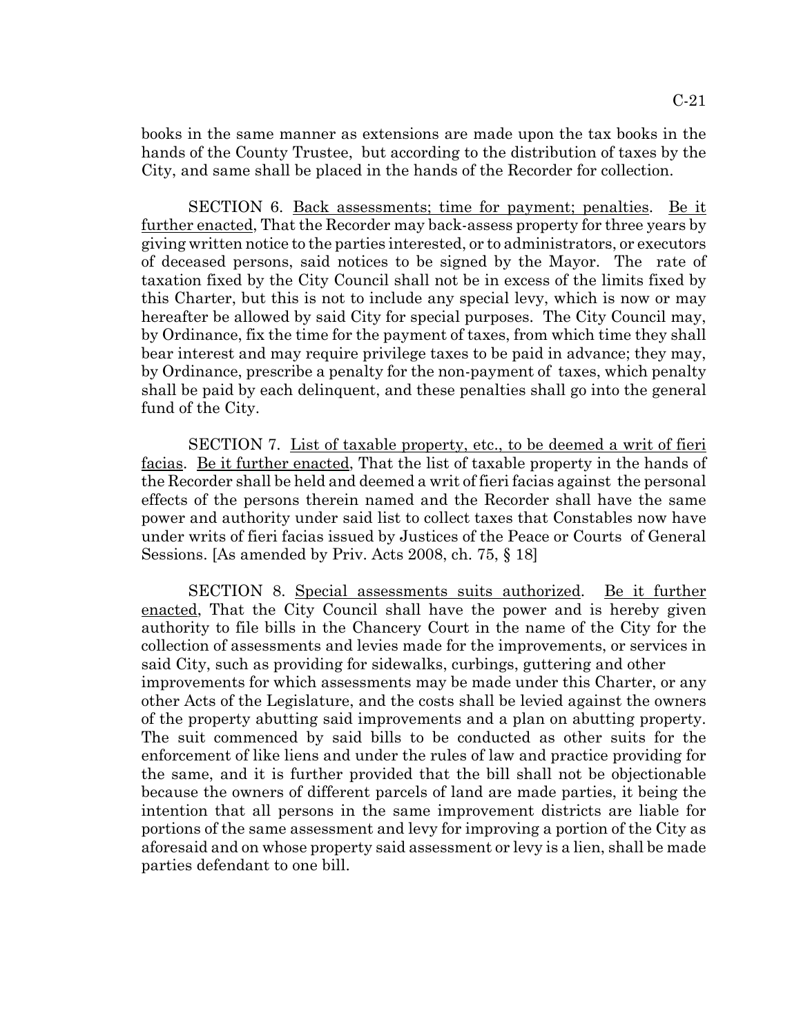books in the same manner as extensions are made upon the tax books in the hands of the County Trustee, but according to the distribution of taxes by the City, and same shall be placed in the hands of the Recorder for collection.

SECTION 6. Back assessments; time for payment; penalties. Be it further enacted, That the Recorder may back-assess property for three years by giving written notice to the parties interested, or to administrators, or executors of deceased persons, said notices to be signed by the Mayor. The rate of taxation fixed by the City Council shall not be in excess of the limits fixed by this Charter, but this is not to include any special levy, which is now or may hereafter be allowed by said City for special purposes. The City Council may, by Ordinance, fix the time for the payment of taxes, from which time they shall bear interest and may require privilege taxes to be paid in advance; they may, by Ordinance, prescribe a penalty for the non-payment of taxes, which penalty shall be paid by each delinquent, and these penalties shall go into the general fund of the City.

SECTION 7. List of taxable property, etc., to be deemed a writ of fieri facias. Be it further enacted, That the list of taxable property in the hands of the Recorder shall be held and deemed a writ of fieri facias against the personal effects of the persons therein named and the Recorder shall have the same power and authority under said list to collect taxes that Constables now have under writs of fieri facias issued by Justices of the Peace or Courts of General Sessions. [As amended by Priv. Acts 2008, ch. 75, § 18]

SECTION 8. Special assessments suits authorized. Be it further enacted, That the City Council shall have the power and is hereby given authority to file bills in the Chancery Court in the name of the City for the collection of assessments and levies made for the improvements, or services in said City, such as providing for sidewalks, curbings, guttering and other improvements for which assessments may be made under this Charter, or any other Acts of the Legislature, and the costs shall be levied against the owners of the property abutting said improvements and a plan on abutting property. The suit commenced by said bills to be conducted as other suits for the enforcement of like liens and under the rules of law and practice providing for the same, and it is further provided that the bill shall not be objectionable because the owners of different parcels of land are made parties, it being the intention that all persons in the same improvement districts are liable for portions of the same assessment and levy for improving a portion of the City as aforesaid and on whose property said assessment or levy is a lien, shall be made parties defendant to one bill.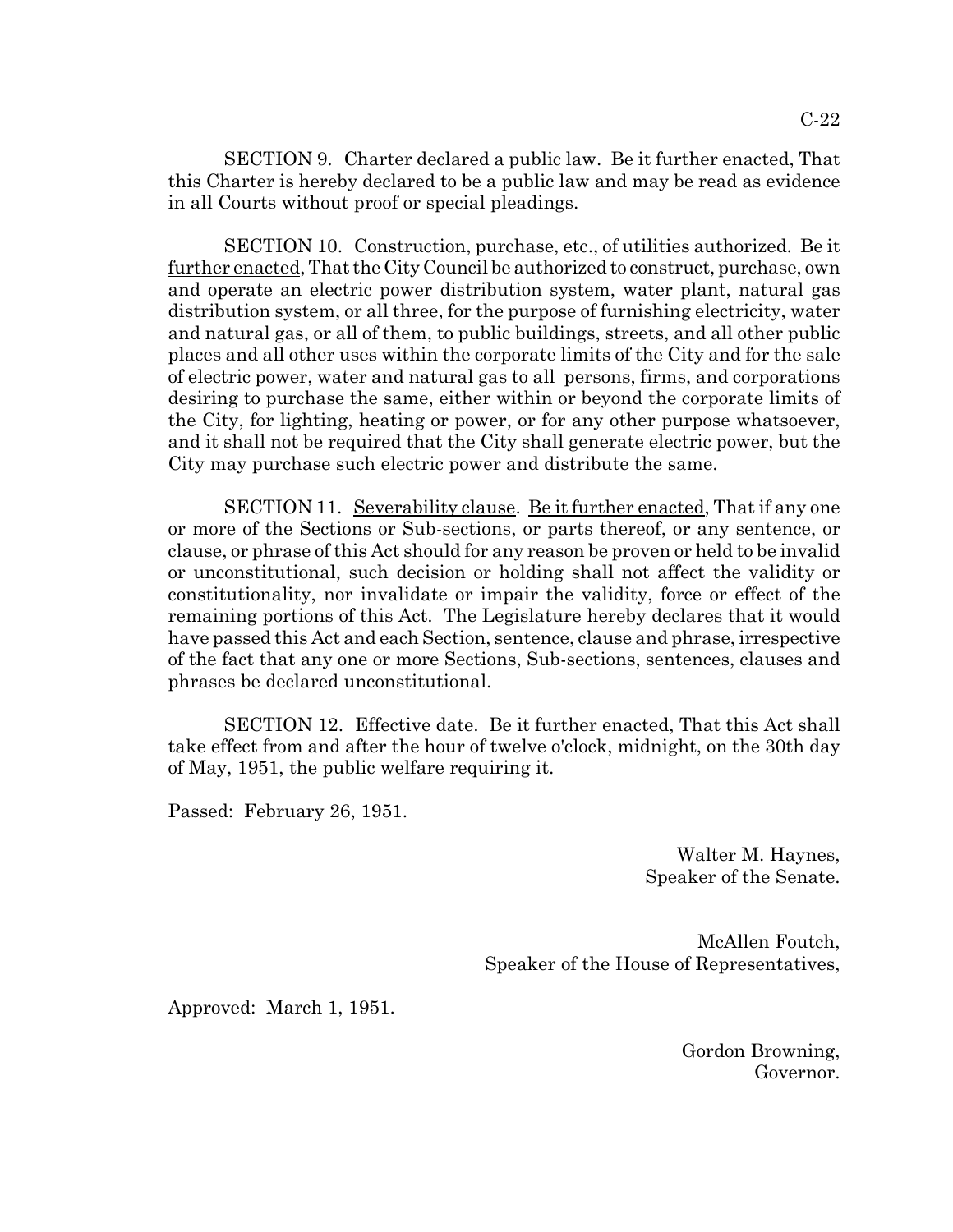SECTION 9. <u>Charter declared a public law</u>. <u>Be it further enacted</u>, That this Charter is hereby declared to be a public law and may be read as evidence in all Courts without proof or special pleadings.

SECTION 10. <u>Construction, purchase, etc., of utilities authorized</u>. <u>Be it further enacted</u>, That the City Council be authorized to construct, purchase, own and operate an electric power distribution system, water plant, natural gas distribution system, or all three, for the purpose of furnishing electricity, water and natural gas, or all of them, to public buildings, streets, and all other public places and all other uses within the corporate limits of the City and for the sale of electric power, water and natural gas to all persons, firms, and corporations desiring to purchase the same, either within or beyond the corporate limits of the City, for lighting, heating or power, or for any other purpose whatsoever, and it shall not be required that the City shall generate electric power, but the City may purchase such electric power and distribute the same.

SECTION 11. <u>Severability clause</u>. <u>Be it further enacted</u>, That if any one or more of the Sections or Sub-sections, or parts thereof, or any sentence, or clause, or phrase of this Act should for any reason be proven or held to be invalid or unconstitutional, such decision or holding shall not affect the validity or constitutionality, nor invalidate or impair the validity, force or effect of the remaining portions of this Act. The Legislature hereby declares that it would have passed this Act and each Section, sentence, clause and phrase, irrespective of the fact that any one or more Sections, Sub-sections, sentences, clauses and phrases be declared unconstitutional.

SECTION 12. <u>Effective date</u>. <u>Be it further enacted</u>, That this Act shall take effect from and after the hour of twelve o'clock, midnight, on the 30th day of May, 1951, the public welfare requiring it.

Passed: February 26, 1951.

Walter M. Haynes,
Speaker of the Senate.

McAllen Foutch,
Speaker of the House of Representatives,

Approved: March 1, 1951.

Gordon Browning,
Governor.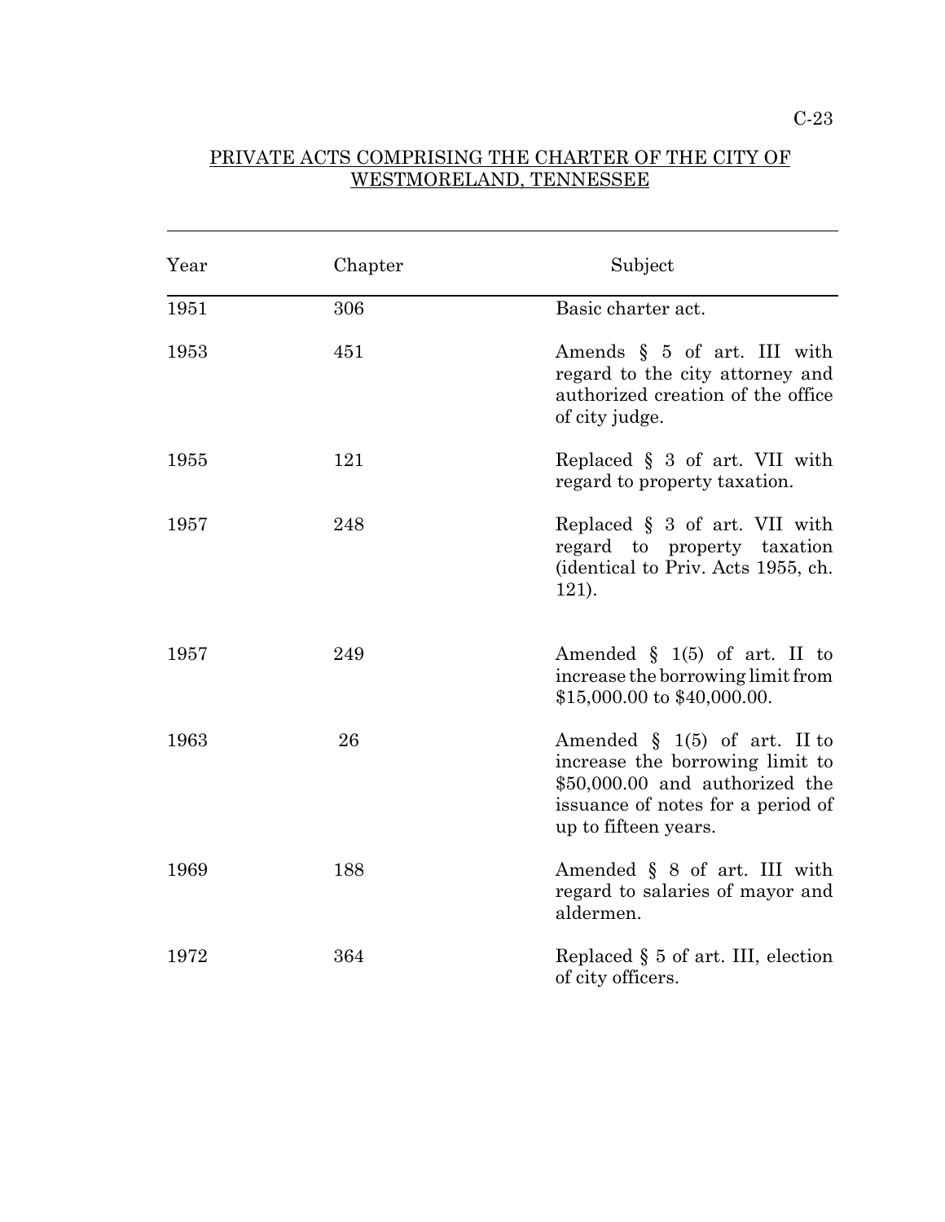PRIVATE ACTS COMPRISING THE CHARTER OF THE CITY OF WESTMORELAND, TENNESSEE

| Year | Chapter | Subject |
|---|---|---|
| 1951 | 306 | Basic charter act. |
| 1953 | 451 | Amends § 5 of art. III with regard to the city attorney and authorized creation of the office of city judge. |
| 1955 | 121 | Replaced § 3 of art. VII with regard to property taxation. |
| 1957 | 248 | Replaced § 3 of art. VII with regard to property taxation (identical to Priv. Acts 1955, ch. 121). |
| 1957 | 249 | Amended § 1(5) of art. II to increase the borrowing limit from $15,000.00 to $40,000.00. |
| 1963 | 26 | Amended § 1(5) of art. II to increase the borrowing limit to $50,000.00 and authorized the issuance of notes for a period of up to fifteen years. |
| 1969 | 188 | Amended § 8 of art. III with regard to salaries of mayor and aldermen. |
| 1972 | 364 | Replaced § 5 of art. III, election of city officers. |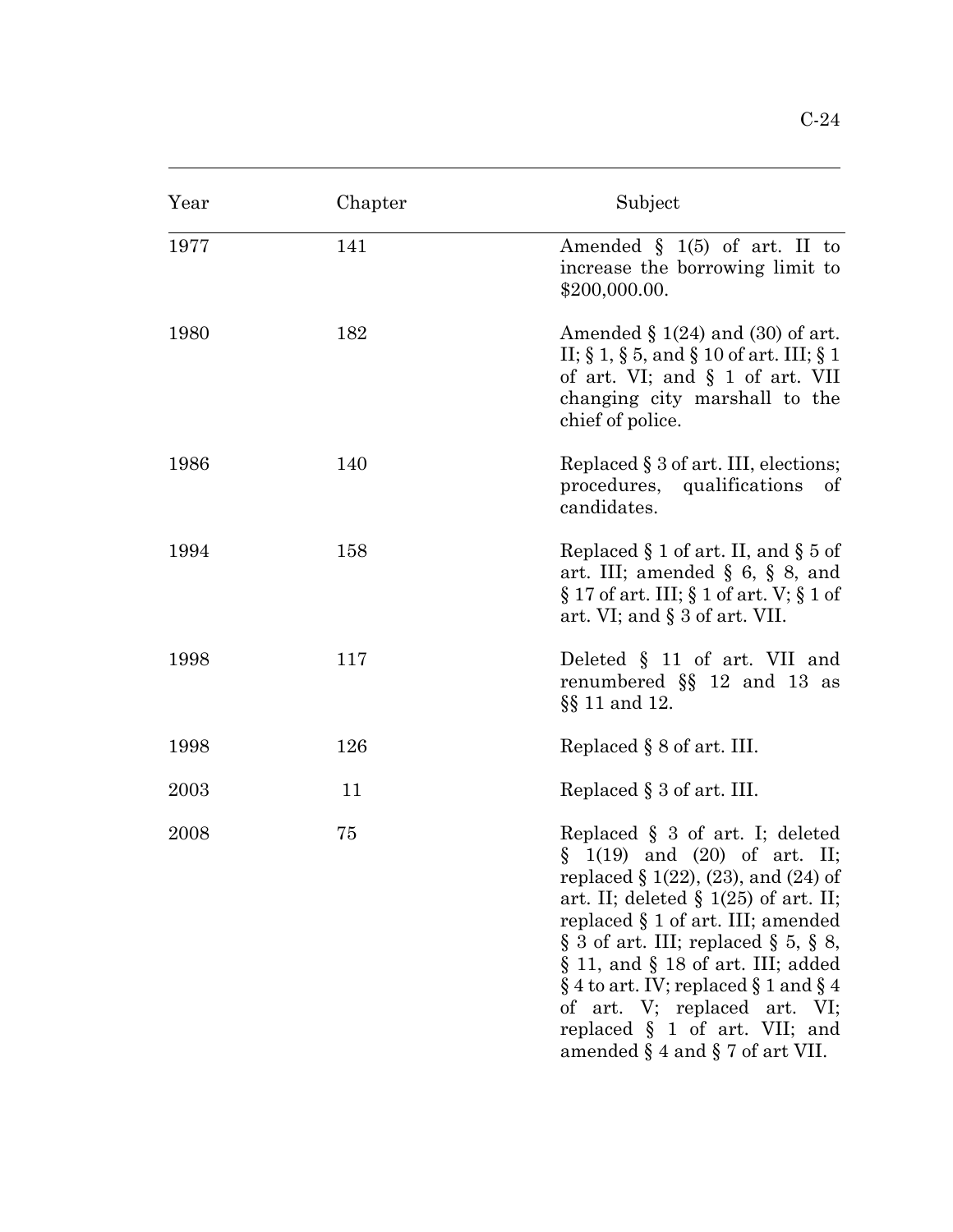| Year | Chapter | Subject |
|---|---|---|
| 1977 | 141 | Amended § 1(5) of art. II to increase the borrowing limit to $200,000.00. |
| 1980 | 182 | Amended § 1(24) and (30) of art. II; § 1, § 5, and § 10 of art. III; § 1 of art. VI; and § 1 of art. VII changing city marshall to the chief of police. |
| 1986 | 140 | Replaced § 3 of art. III, elections; procedures, qualifications of candidates. |
| 1994 | 158 | Replaced § 1 of art. II, and § 5 of art. III; amended § 6, § 8, and § 17 of art. III; § 1 of art. V; § 1 of art. VI; and § 3 of art. VII. |
| 1998 | 117 | Deleted § 11 of art. VII and renumbered §§ 12 and 13 as §§ 11 and 12. |
| 1998 | 126 | Replaced § 8 of art. III. |
| 2003 | 11 | Replaced § 3 of art. III. |
| 2008 | 75 | Replaced § 3 of art. I; deleted § 1(19) and (20) of art. II; replaced § 1(22), (23), and (24) of art. II; deleted § 1(25) of art. II; replaced § 1 of art. III; amended § 3 of art. III; replaced § 5, § 8, § 11, and § 18 of art. III; added § 4 to art. IV; replaced § 1 and § 4 of art. V; replaced art. VI; replaced § 1 of art. VII; and amended § 4 and § 7 of art VII. |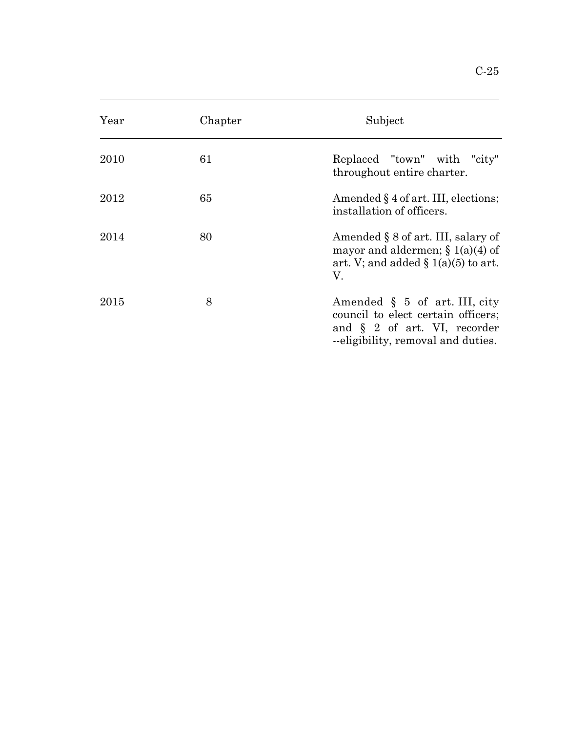| Year | Chapter | Subject |
|---|---|---|
| 2010 | 61 | Replaced "town" with "city" throughout entire charter. |
| 2012 | 65 | Amended § 4 of art. III, elections; installation of officers. |
| 2014 | 80 | Amended § 8 of art. III, salary of mayor and aldermen; § 1(a)(4) of art. V; and added § 1(a)(5) to art. V. |
| 2015 | 8 | Amended § 5 of art. III, city council to elect certain officers; and § 2 of art. VI, recorder --eligibility, removal and duties. |